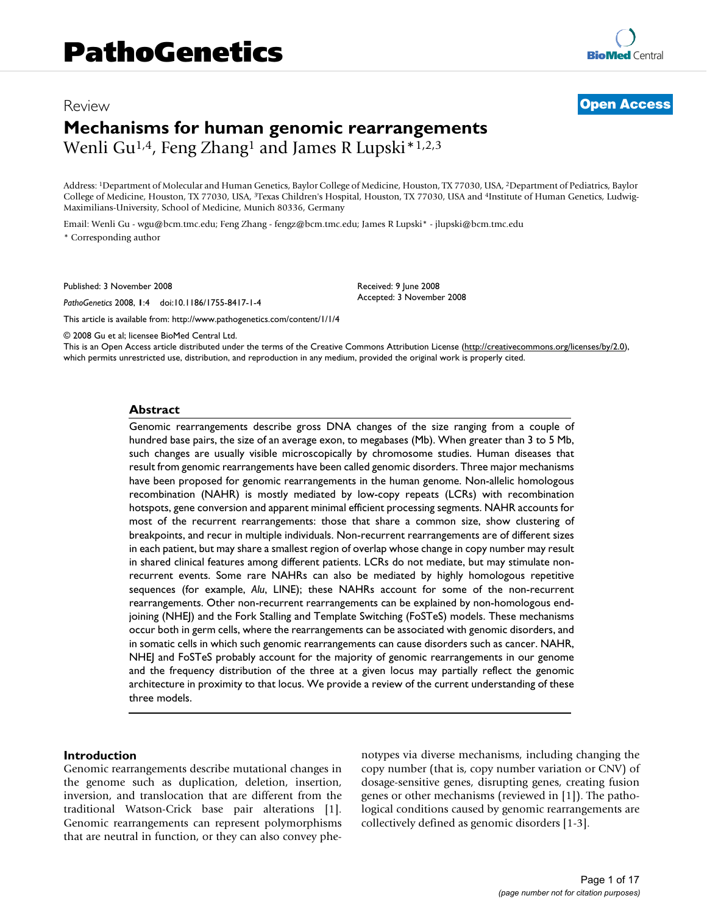# PathoGenetics

Review

**Open Access**

# Mechanisms for human genomic rearrangements

Wenli Gu[1,4], Feng Zhang[1] and James R Lupski*[1,2,3]

Address: [1]Department of Molecular and Human Genetics, Baylor College of Medicine, Houston, TX 77030, USA, [2]Department of Pediatrics, Baylor College of Medicine, Houston, TX 77030, USA, [3]Texas Children's Hospital, Houston, TX 77030, USA and [4]Institute of Human Genetics, Ludwig-Maximilians-University, School of Medicine, Munich 80336, Germany

Email: Wenli Gu - wgu@bcm.tmc.edu; Feng Zhang - fengz@bcm.tmc.edu; James R Lupski* - jlupski@bcm.tmc.edu

\* Corresponding author

Published: 3 November 2008

*PathoGenetics* 2008, **1**:4 doi:10.1186/1755-8417-1-4

Received: 9 June 2008
Accepted: 3 November 2008

This article is available from: http://www.pathogenetics.com/content/1/1/4

© 2008 Gu et al; licensee BioMed Central Ltd.

This is an Open Access article distributed under the terms of the Creative Commons Attribution License (http://creativecommons.org/licenses/by/2.0), which permits unrestricted use, distribution, and reproduction in any medium, provided the original work is properly cited.

## Abstract

Genomic rearrangements describe gross DNA changes of the size ranging from a couple of hundred base pairs, the size of an average exon, to megabases (Mb). When greater than 3 to 5 Mb, such changes are usually visible microscopically by chromosome studies. Human diseases that result from genomic rearrangements have been called genomic disorders. Three major mechanisms have been proposed for genomic rearrangements in the human genome. Non-allelic homologous recombination (NAHR) is mostly mediated by low-copy repeats (LCRs) with recombination hotspots, gene conversion and apparent minimal efficient processing segments. NAHR accounts for most of the recurrent rearrangements: those that share a common size, show clustering of breakpoints, and recur in multiple individuals. Non-recurrent rearrangements are of different sizes in each patient, but may share a smallest region of overlap whose change in copy number may result in shared clinical features among different patients. LCRs do not mediate, but may stimulate non-recurrent events. Some rare NAHRs can also be mediated by highly homologous repetitive sequences (for example, *Alu*, LINE); these NAHRs account for some of the non-recurrent rearrangements. Other non-recurrent rearrangements can be explained by non-homologous end-joining (NHEJ) and the Fork Stalling and Template Switching (FoSTeS) models. These mechanisms occur both in germ cells, where the rearrangements can be associated with genomic disorders, and in somatic cells in which such genomic rearrangements can cause disorders such as cancer. NAHR, NHEJ and FoSTeS probably account for the majority of genomic rearrangements in our genome and the frequency distribution of the three at a given locus may partially reflect the genomic architecture in proximity to that locus. We provide a review of the current understanding of these three models.

## Introduction

Genomic rearrangements describe mutational changes in the genome such as duplication, deletion, insertion, inversion, and translocation that are different from the traditional Watson-Crick base pair alterations [1]. Genomic rearrangements can represent polymorphisms that are neutral in function, or they can also convey phenotypes via diverse mechanisms, including changing the copy number (that is, copy number variation or CNV) of dosage-sensitive genes, disrupting genes, creating fusion genes or other mechanisms (reviewed in [1]). The pathological conditions caused by genomic rearrangements are collectively defined as genomic disorders [1-3].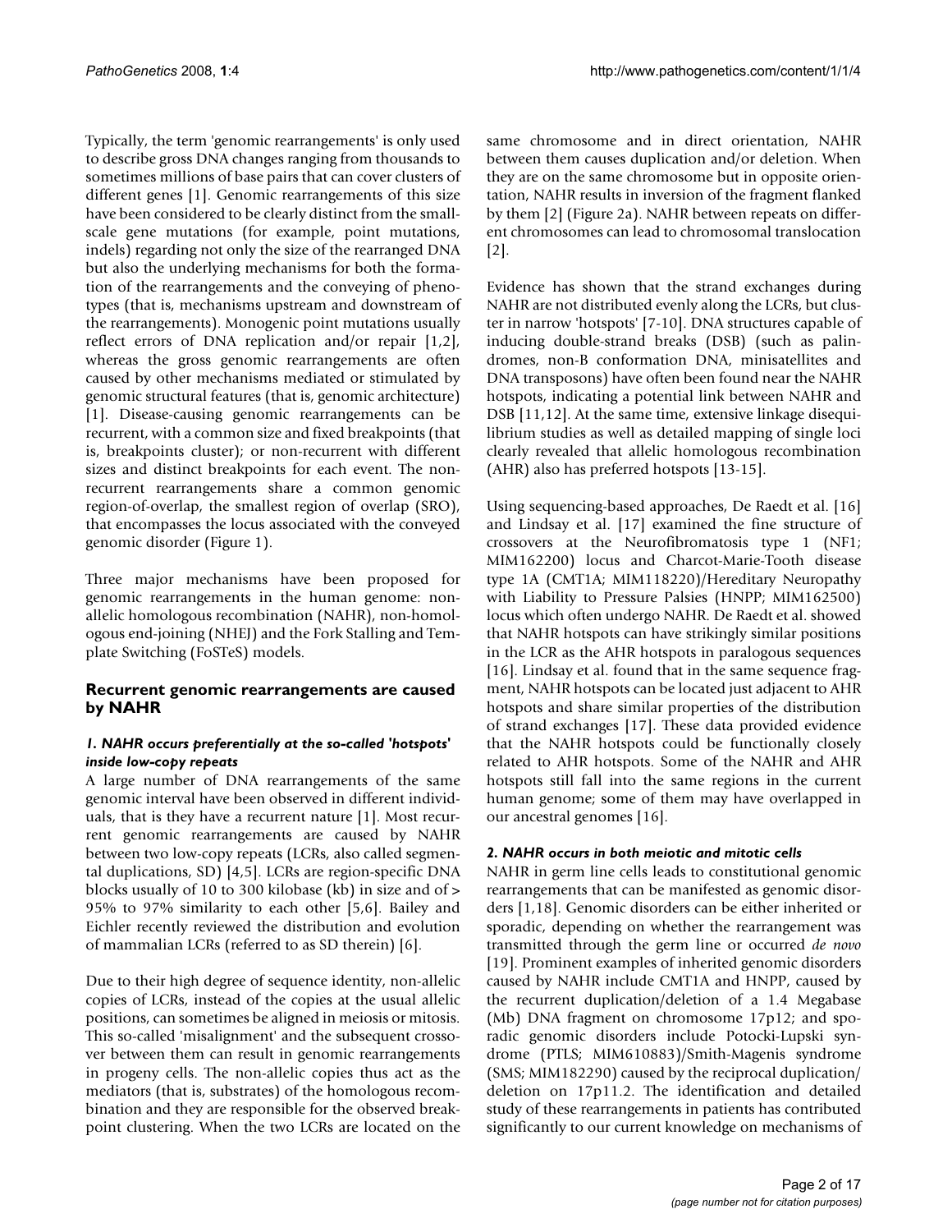Typically, the term 'genomic rearrangements' is only used to describe gross DNA changes ranging from thousands to sometimes millions of base pairs that can cover clusters of different genes [1]. Genomic rearrangements of this size have been considered to be clearly distinct from the small-scale gene mutations (for example, point mutations, indels) regarding not only the size of the rearranged DNA but also the underlying mechanisms for both the formation of the rearrangements and the conveying of phenotypes (that is, mechanisms upstream and downstream of the rearrangements). Monogenic point mutations usually reflect errors of DNA replication and/or repair [1,2], whereas the gross genomic rearrangements are often caused by other mechanisms mediated or stimulated by genomic structural features (that is, genomic architecture) [1]. Disease-causing genomic rearrangements can be recurrent, with a common size and fixed breakpoints (that is, breakpoints cluster); or non-recurrent with different sizes and distinct breakpoints for each event. The non-recurrent rearrangements share a common genomic region-of-overlap, the smallest region of overlap (SRO), that encompasses the locus associated with the conveyed genomic disorder (Figure 1).

Three major mechanisms have been proposed for genomic rearrangements in the human genome: non-allelic homologous recombination (NAHR), non-homologous end-joining (NHEJ) and the Fork Stalling and Template Switching (FoSTeS) models.

## Recurrent genomic rearrangements are caused by NAHR

### *1. NAHR occurs preferentially at the so-called 'hotspots' inside low-copy repeats*

A large number of DNA rearrangements of the same genomic interval have been observed in different individuals, that is they have a recurrent nature [1]. Most recurrent genomic rearrangements are caused by NAHR between two low-copy repeats (LCRs, also called segmental duplications, SD) [4,5]. LCRs are region-specific DNA blocks usually of 10 to 300 kilobase (kb) in size and of > 95% to 97% similarity to each other [5,6]. Bailey and Eichler recently reviewed the distribution and evolution of mammalian LCRs (referred to as SD therein) [6].

Due to their high degree of sequence identity, non-allelic copies of LCRs, instead of the copies at the usual allelic positions, can sometimes be aligned in meiosis or mitosis. This so-called 'misalignment' and the subsequent crossover between them can result in genomic rearrangements in progeny cells. The non-allelic copies thus act as the mediators (that is, substrates) of the homologous recombination and they are responsible for the observed breakpoint clustering. When the two LCRs are located on the same chromosome and in direct orientation, NAHR between them causes duplication and/or deletion. When they are on the same chromosome but in opposite orientation, NAHR results in inversion of the fragment flanked by them [2] (Figure 2a). NAHR between repeats on different chromosomes can lead to chromosomal translocation [2].

Evidence has shown that the strand exchanges during NAHR are not distributed evenly along the LCRs, but cluster in narrow 'hotspots' [7-10]. DNA structures capable of inducing double-strand breaks (DSB) (such as palindromes, non-B conformation DNA, minisatellites and DNA transposons) have often been found near the NAHR hotspots, indicating a potential link between NAHR and DSB [11,12]. At the same time, extensive linkage disequilibrium studies as well as detailed mapping of single loci clearly revealed that allelic homologous recombination (AHR) also has preferred hotspots [13-15].

Using sequencing-based approaches, De Raedt et al. [16] and Lindsay et al. [17] examined the fine structure of crossovers at the Neurofibromatosis type 1 (NF1; MIM162200) locus and Charcot-Marie-Tooth disease type 1A (CMT1A; MIM118220)/Hereditary Neuropathy with Liability to Pressure Palsies (HNPP; MIM162500) locus which often undergo NAHR. De Raedt et al. showed that NAHR hotspots can have strikingly similar positions in the LCR as the AHR hotspots in paralogous sequences [16]. Lindsay et al. found that in the same sequence fragment, NAHR hotspots can be located just adjacent to AHR hotspots and share similar properties of the distribution of strand exchanges [17]. These data provided evidence that the NAHR hotspots could be functionally closely related to AHR hotspots. Some of the NAHR and AHR hotspots still fall into the same regions in the current human genome; some of them may have overlapped in our ancestral genomes [16].

### *2. NAHR occurs in both meiotic and mitotic cells*

NAHR in germ line cells leads to constitutional genomic rearrangements that can be manifested as genomic disorders [1,18]. Genomic disorders can be either inherited or sporadic, depending on whether the rearrangement was transmitted through the germ line or occurred *de novo* [19]. Prominent examples of inherited genomic disorders caused by NAHR include CMT1A and HNPP, caused by the recurrent duplication/deletion of a 1.4 Megabase (Mb) DNA fragment on chromosome 17p12; and sporadic genomic disorders include Potocki-Lupski syndrome (PTLS; MIM610883)/Smith-Magenis syndrome (SMS; MIM182290) caused by the reciprocal duplication/deletion on 17p11.2. The identification and detailed study of these rearrangements in patients has contributed significantly to our current knowledge on mechanisms of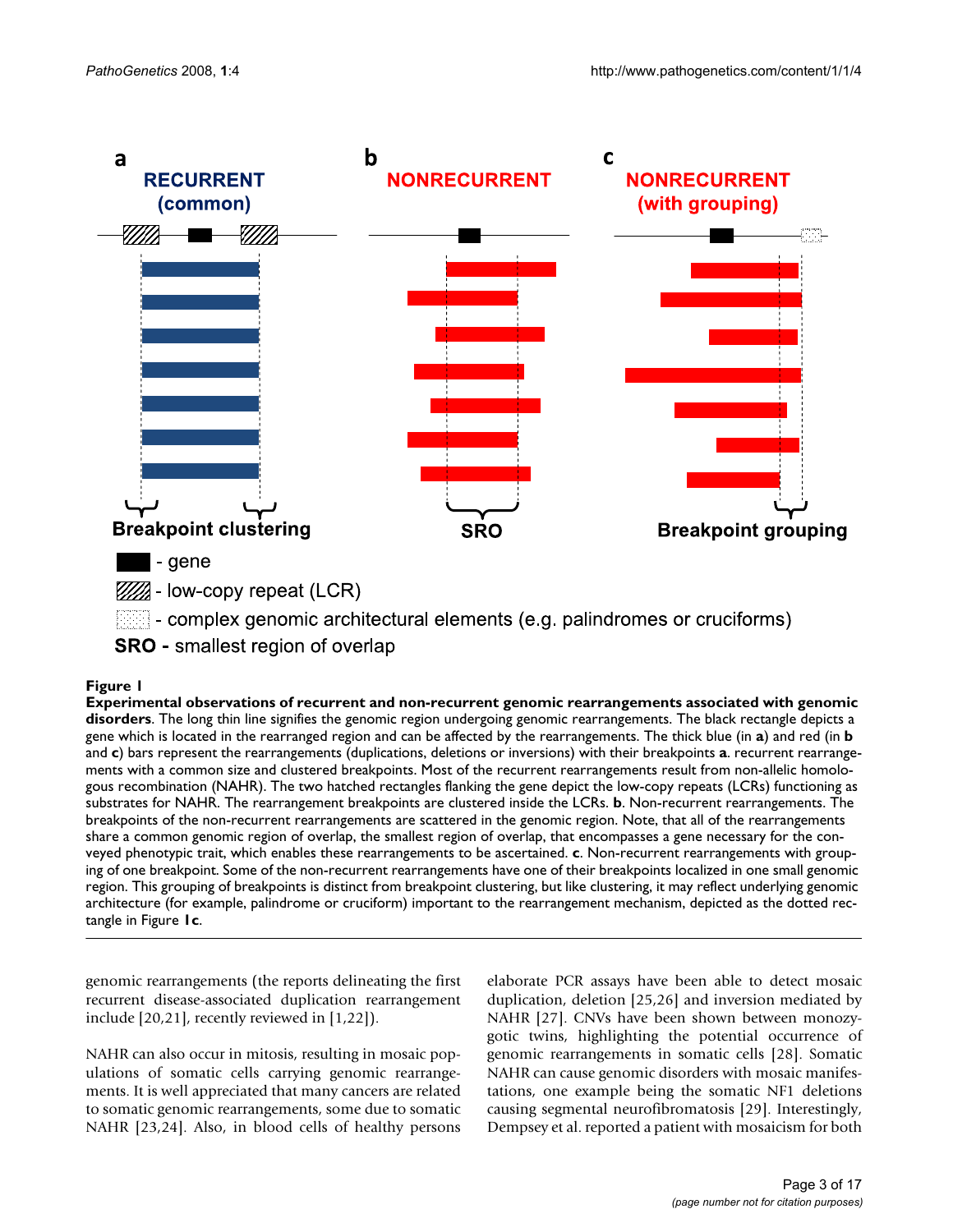**Figure 1**

**Experimental observations of recurrent and non-recurrent genomic rearrangements associated with genomic disorders**. The long thin line signifies the genomic region undergoing genomic rearrangements. The black rectangle depicts a gene which is located in the rearranged region and can be affected by the rearrangements. The thick blue (in **a**) and red (in **b** and **c**) bars represent the rearrangements (duplications, deletions or inversions) with their breakpoints **a**. recurrent rearrangements with a common size and clustered breakpoints. Most of the recurrent rearrangements result from non-allelic homologous recombination (NAHR). The two hatched rectangles flanking the gene depict the low-copy repeats (LCRs) functioning as substrates for NAHR. The rearrangement breakpoints are clustered inside the LCRs. **b**. Non-recurrent rearrangements. The breakpoints of the non-recurrent rearrangements are scattered in the genomic region. Note, that all of the rearrangements share a common genomic region of overlap, the smallest region of overlap, that encompasses a gene necessary for the conveyed phenotypic trait, which enables these rearrangements to be ascertained. **c**. Non-recurrent rearrangements with grouping of one breakpoint. Some of the non-recurrent rearrangements have one of their breakpoints localized in one small genomic region. This grouping of breakpoints is distinct from breakpoint clustering, but like clustering, it may reflect underlying genomic architecture (for example, palindrome or cruciform) important to the rearrangement mechanism, depicted as the dotted rectangle in Figure **1c**.

genomic rearrangements (the reports delineating the first recurrent disease-associated duplication rearrangement include [20,21], recently reviewed in [1,22]).

NAHR can also occur in mitosis, resulting in mosaic populations of somatic cells carrying genomic rearrangements. It is well appreciated that many cancers are related to somatic genomic rearrangements, some due to somatic NAHR [23,24]. Also, in blood cells of healthy persons elaborate PCR assays have been able to detect mosaic duplication, deletion [25,26] and inversion mediated by NAHR [27]. CNVs have been shown between monozygotic twins, highlighting the potential occurrence of genomic rearrangements in somatic cells [28]. Somatic NAHR can cause genomic disorders with mosaic manifestations, one example being the somatic NF1 deletions causing segmental neurofibromatosis [29]. Interestingly, Dempsey et al. reported a patient with mosaicism for both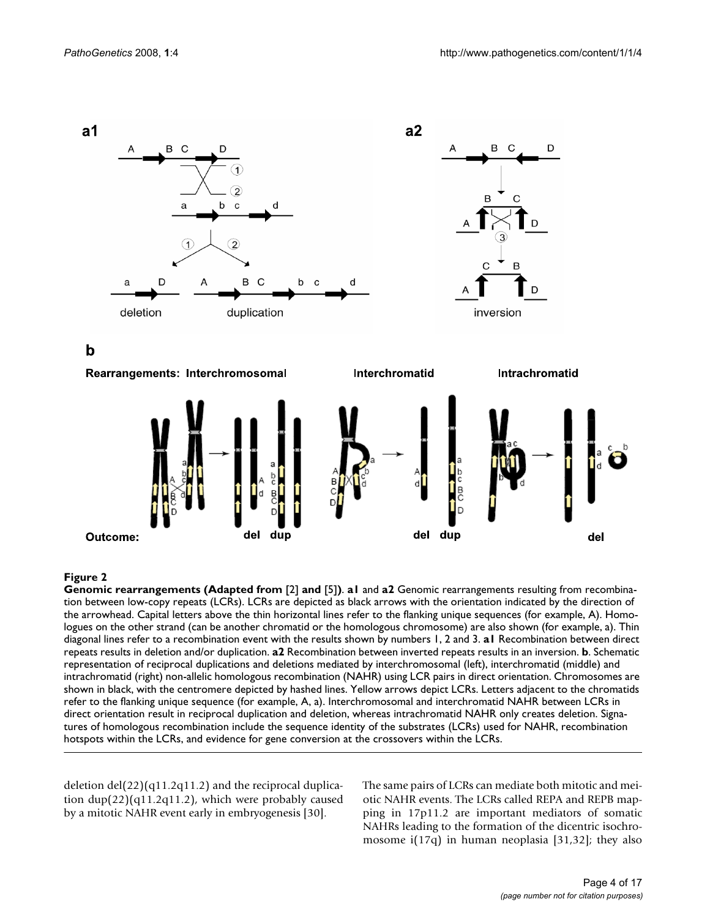**Figure 2**

**Genomic rearrangements (Adapted from [2] and [5]). a1** and **a2** Genomic rearrangements resulting from recombination between low-copy repeats (LCRs). LCRs are depicted as black arrows with the orientation indicated by the direction of the arrowhead. Capital letters above the thin horizontal lines refer to the flanking unique sequences (for example, A). Homologues on the other strand (can be another chromatid or the homologous chromosome) are also shown (for example, a). Thin diagonal lines refer to a recombination event with the results shown by numbers 1, 2 and 3. **a1** Recombination between direct repeats results in deletion and/or duplication. **a2** Recombination between inverted repeats results in an inversion. **b**. Schematic representation of reciprocal duplications and deletions mediated by interchromosomal (left), interchromatid (middle) and intrachromatid (right) non-allelic homologous recombination (NAHR) using LCR pairs in direct orientation. Chromosomes are shown in black, with the centromere depicted by hashed lines. Yellow arrows depict LCRs. Letters adjacent to the chromatids refer to the flanking unique sequence (for example, A, a). Interchromosomal and interchromatid NAHR between LCRs in direct orientation result in reciprocal duplication and deletion, whereas intrachromatid NAHR only creates deletion. Signatures of homologous recombination include the sequence identity of the substrates (LCRs) used for NAHR, recombination hotspots within the LCRs, and evidence for gene conversion at the crossovers within the LCRs.

deletion del(22)(q11.2q11.2) and the reciprocal duplication dup(22)(q11.2q11.2), which were probably caused by a mitotic NAHR event early in embryogenesis [30].

The same pairs of LCRs can mediate both mitotic and meiotic NAHR events. The LCRs called REPA and REPB mapping in 17p11.2 are important mediators of somatic NAHRs leading to the formation of the dicentric isochromosome i(17q) in human neoplasia [31,32]; they also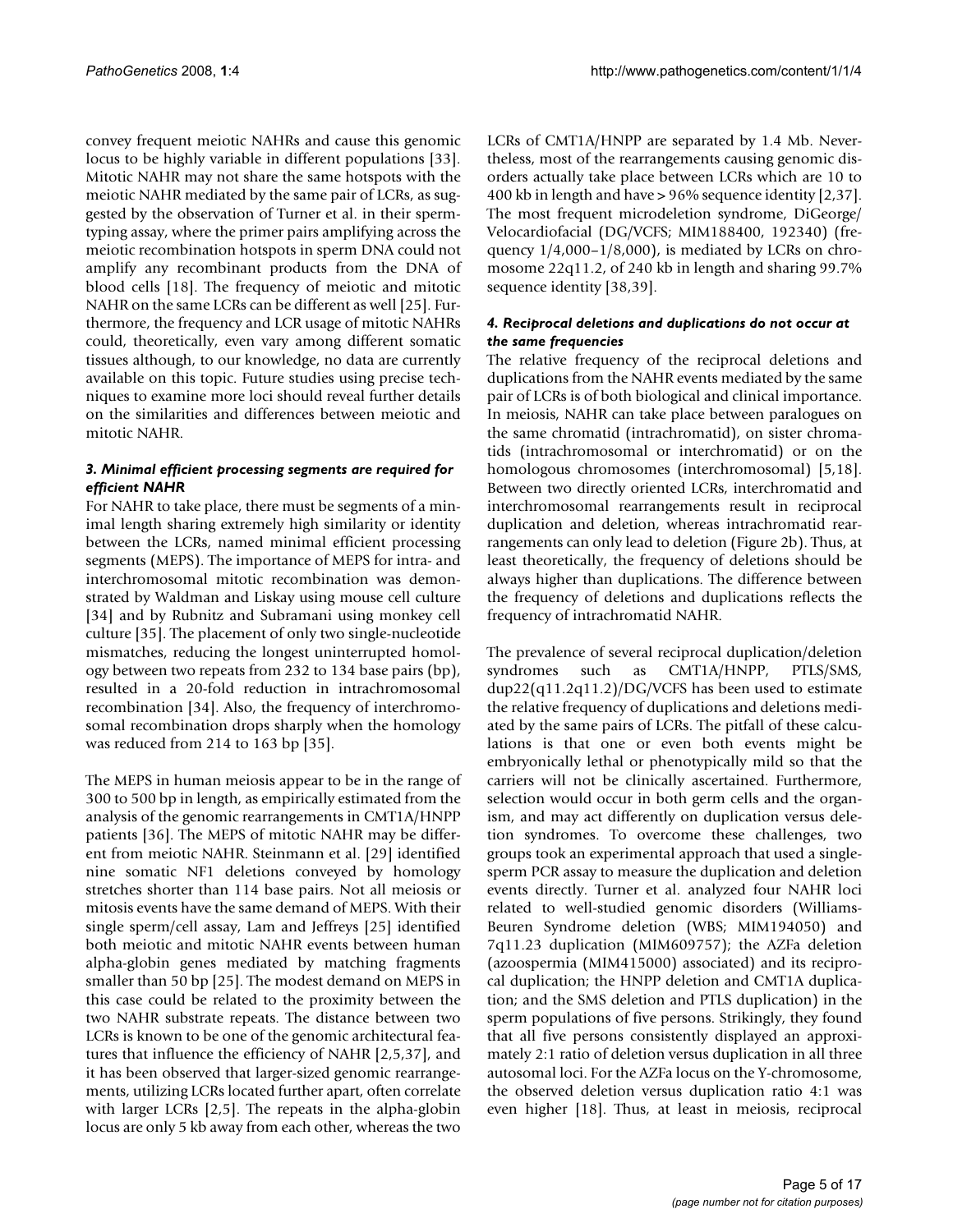convey frequent meiotic NAHRs and cause this genomic locus to be highly variable in different populations [33]. Mitotic NAHR may not share the same hotspots with the meiotic NAHR mediated by the same pair of LCRs, as suggested by the observation of Turner et al. in their spermtyping assay, where the primer pairs amplifying across the meiotic recombination hotspots in sperm DNA could not amplify any recombinant products from the DNA of blood cells [18]. The frequency of meiotic and mitotic NAHR on the same LCRs can be different as well [25]. Furthermore, the frequency and LCR usage of mitotic NAHRs could, theoretically, even vary among different somatic tissues although, to our knowledge, no data are currently available on this topic. Future studies using precise techniques to examine more loci should reveal further details on the similarities and differences between meiotic and mitotic NAHR.

### *3. Minimal efficient processing segments are required for efficient NAHR*

For NAHR to take place, there must be segments of a minimal length sharing extremely high similarity or identity between the LCRs, named minimal efficient processing segments (MEPS). The importance of MEPS for intra- and interchromosomal mitotic recombination was demonstrated by Waldman and Liskay using mouse cell culture [34] and by Rubnitz and Subramani using monkey cell culture [35]. The placement of only two single-nucleotide mismatches, reducing the longest uninterrupted homology between two repeats from 232 to 134 base pairs (bp), resulted in a 20-fold reduction in intrachromosomal recombination [34]. Also, the frequency of interchromosomal recombination drops sharply when the homology was reduced from 214 to 163 bp [35].

The MEPS in human meiosis appear to be in the range of 300 to 500 bp in length, as empirically estimated from the analysis of the genomic rearrangements in CMT1A/HNPP patients [36]. The MEPS of mitotic NAHR may be different from meiotic NAHR. Steinmann et al. [29] identified nine somatic NF1 deletions conveyed by homology stretches shorter than 114 base pairs. Not all meiosis or mitosis events have the same demand of MEPS. With their single sperm/cell assay, Lam and Jeffreys [25] identified both meiotic and mitotic NAHR events between human alpha-globin genes mediated by matching fragments smaller than 50 bp [25]. The modest demand on MEPS in this case could be related to the proximity between the two NAHR substrate repeats. The distance between two LCRs is known to be one of the genomic architectural features that influence the efficiency of NAHR [2,5,37], and it has been observed that larger-sized genomic rearrangements, utilizing LCRs located further apart, often correlate with larger LCRs [2,5]. The repeats in the alpha-globin locus are only 5 kb away from each other, whereas the two LCRs of CMT1A/HNPP are separated by 1.4 Mb. Nevertheless, most of the rearrangements causing genomic disorders actually take place between LCRs which are 10 to 400 kb in length and have > 96% sequence identity [2,37]. The most frequent microdeletion syndrome, DiGeorge/Velocardiofacial (DG/VCFS; MIM188400, 192340) (frequency 1/4,000–1/8,000), is mediated by LCRs on chromosome 22q11.2, of 240 kb in length and sharing 99.7% sequence identity [38,39].

### *4. Reciprocal deletions and duplications do not occur at the same frequencies*

The relative frequency of the reciprocal deletions and duplications from the NAHR events mediated by the same pair of LCRs is of both biological and clinical importance. In meiosis, NAHR can take place between paralogues on the same chromatid (intrachromatid), on sister chromatids (intrachromosomal or interchromatid) or on the homologous chromosomes (interchromosomal) [5,18]. Between two directly oriented LCRs, interchromatid and interchromosomal rearrangements result in reciprocal duplication and deletion, whereas intrachromatid rearrangements can only lead to deletion (Figure 2b). Thus, at least theoretically, the frequency of deletions should be always higher than duplications. The difference between the frequency of deletions and duplications reflects the frequency of intrachromatid NAHR.

The prevalence of several reciprocal duplication/deletion syndromes such as CMT1A/HNPP, PTLS/SMS, dup22(q11.2q11.2)/DG/VCFS has been used to estimate the relative frequency of duplications and deletions mediated by the same pairs of LCRs. The pitfall of these calculations is that one or even both events might be embryonically lethal or phenotypically mild so that the carriers will not be clinically ascertained. Furthermore, selection would occur in both germ cells and the organism, and may act differently on duplication versus deletion syndromes. To overcome these challenges, two groups took an experimental approach that used a single-sperm PCR assay to measure the duplication and deletion events directly. Turner et al. analyzed four NAHR loci related to well-studied genomic disorders (Williams-Beuren Syndrome deletion (WBS; MIM194050) and 7q11.23 duplication (MIM609757); the AZFa deletion (azoospermia (MIM415000) associated) and its reciprocal duplication; the HNPP deletion and CMT1A duplication; and the SMS deletion and PTLS duplication) in the sperm populations of five persons. Strikingly, they found that all five persons consistently displayed an approximately 2:1 ratio of deletion versus duplication in all three autosomal loci. For the AZFa locus on the Y-chromosome, the observed deletion versus duplication ratio 4:1 was even higher [18]. Thus, at least in meiosis, reciprocal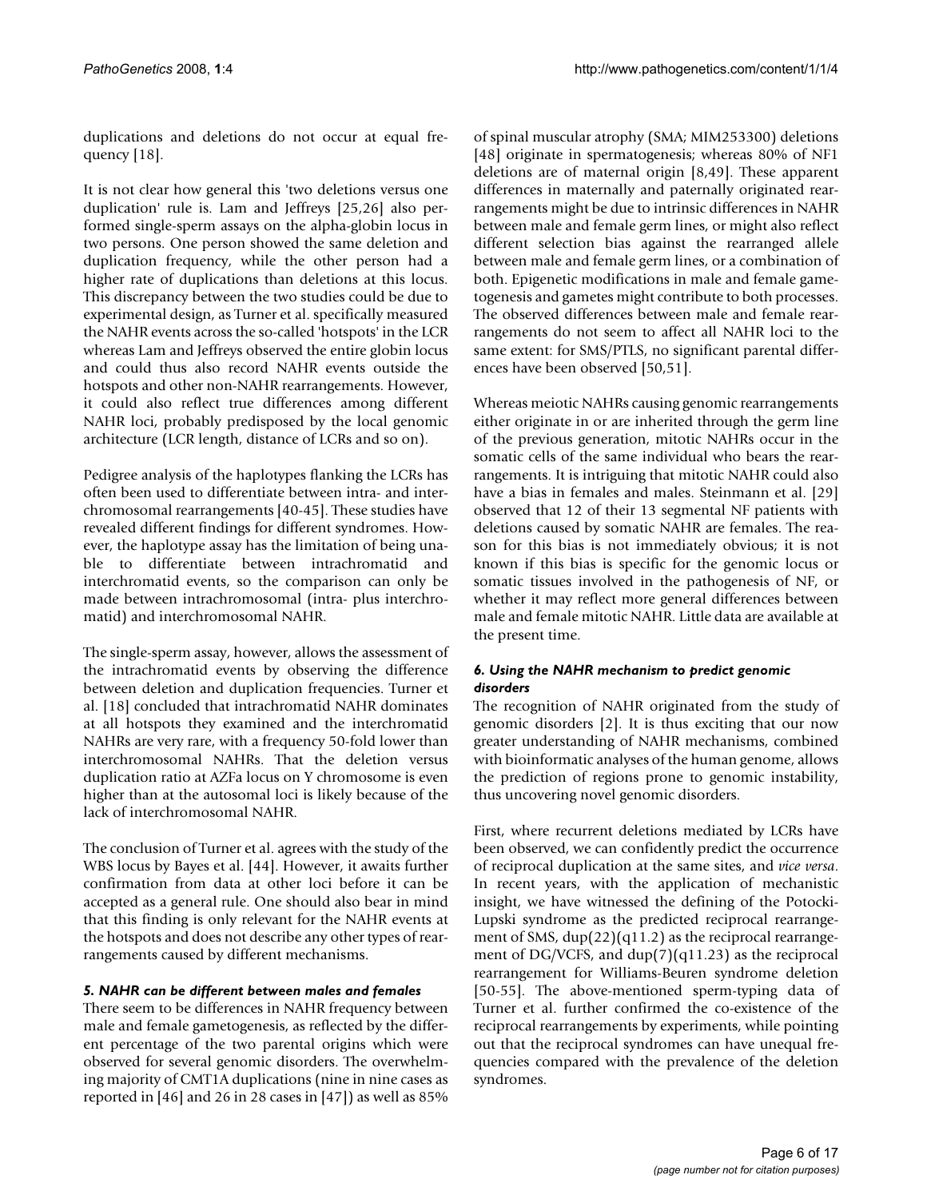duplications and deletions do not occur at equal frequency [18].

It is not clear how general this 'two deletions versus one duplication' rule is. Lam and Jeffreys [25,26] also performed single-sperm assays on the alpha-globin locus in two persons. One person showed the same deletion and duplication frequency, while the other person had a higher rate of duplications than deletions at this locus. This discrepancy between the two studies could be due to experimental design, as Turner et al. specifically measured the NAHR events across the so-called 'hotspots' in the LCR whereas Lam and Jeffreys observed the entire globin locus and could thus also record NAHR events outside the hotspots and other non-NAHR rearrangements. However, it could also reflect true differences among different NAHR loci, probably predisposed by the local genomic architecture (LCR length, distance of LCRs and so on).

Pedigree analysis of the haplotypes flanking the LCRs has often been used to differentiate between intra- and interchromosomal rearrangements [40-45]. These studies have revealed different findings for different syndromes. However, the haplotype assay has the limitation of being unable to differentiate between intrachromatid and interchromatid events, so the comparison can only be made between intrachromosomal (intra- plus interchromatid) and interchromosomal NAHR.

The single-sperm assay, however, allows the assessment of the intrachromatid events by observing the difference between deletion and duplication frequencies. Turner et al. [18] concluded that intrachromatid NAHR dominates at all hotspots they examined and the interchromatid NAHRs are very rare, with a frequency 50-fold lower than interchromosomal NAHRs. That the deletion versus duplication ratio at AZFa locus on Y chromosome is even higher than at the autosomal loci is likely because of the lack of interchromosomal NAHR.

The conclusion of Turner et al. agrees with the study of the WBS locus by Bayes et al. [44]. However, it awaits further confirmation from data at other loci before it can be accepted as a general rule. One should also bear in mind that this finding is only relevant for the NAHR events at the hotspots and does not describe any other types of rearrangements caused by different mechanisms.

### *5. NAHR can be different between males and females*

There seem to be differences in NAHR frequency between male and female gametogenesis, as reflected by the different percentage of the two parental origins which were observed for several genomic disorders. The overwhelming majority of CMT1A duplications (nine in nine cases as reported in [46] and 26 in 28 cases in [47]) as well as 85% of spinal muscular atrophy (SMA; MIM253300) deletions [48] originate in spermatogenesis; whereas 80% of NF1 deletions are of maternal origin [8,49]. These apparent differences in maternally and paternally originated rearrangements might be due to intrinsic differences in NAHR between male and female germ lines, or might also reflect different selection bias against the rearranged allele between male and female germ lines, or a combination of both. Epigenetic modifications in male and female gametogenesis and gametes might contribute to both processes. The observed differences between male and female rearrangements do not seem to affect all NAHR loci to the same extent: for SMS/PTLS, no significant parental differences have been observed [50,51].

Whereas meiotic NAHRs causing genomic rearrangements either originate in or are inherited through the germ line of the previous generation, mitotic NAHRs occur in the somatic cells of the same individual who bears the rearrangements. It is intriguing that mitotic NAHR could also have a bias in females and males. Steinmann et al. [29] observed that 12 of their 13 segmental NF patients with deletions caused by somatic NAHR are females. The reason for this bias is not immediately obvious; it is not known if this bias is specific for the genomic locus or somatic tissues involved in the pathogenesis of NF, or whether it may reflect more general differences between male and female mitotic NAHR. Little data are available at the present time.

### *6. Using the NAHR mechanism to predict genomic disorders*

The recognition of NAHR originated from the study of genomic disorders [2]. It is thus exciting that our now greater understanding of NAHR mechanisms, combined with bioinformatic analyses of the human genome, allows the prediction of regions prone to genomic instability, thus uncovering novel genomic disorders.

First, where recurrent deletions mediated by LCRs have been observed, we can confidently predict the occurrence of reciprocal duplication at the same sites, and *vice versa*. In recent years, with the application of mechanistic insight, we have witnessed the defining of the Potocki-Lupski syndrome as the predicted reciprocal rearrangement of SMS, dup(22)(q11.2) as the reciprocal rearrangement of DG/VCFS, and dup(7)(q11.23) as the reciprocal rearrangement for Williams-Beuren syndrome deletion [50-55]. The above-mentioned sperm-typing data of Turner et al. further confirmed the co-existence of the reciprocal rearrangements by experiments, while pointing out that the reciprocal syndromes can have unequal frequencies compared with the prevalence of the deletion syndromes.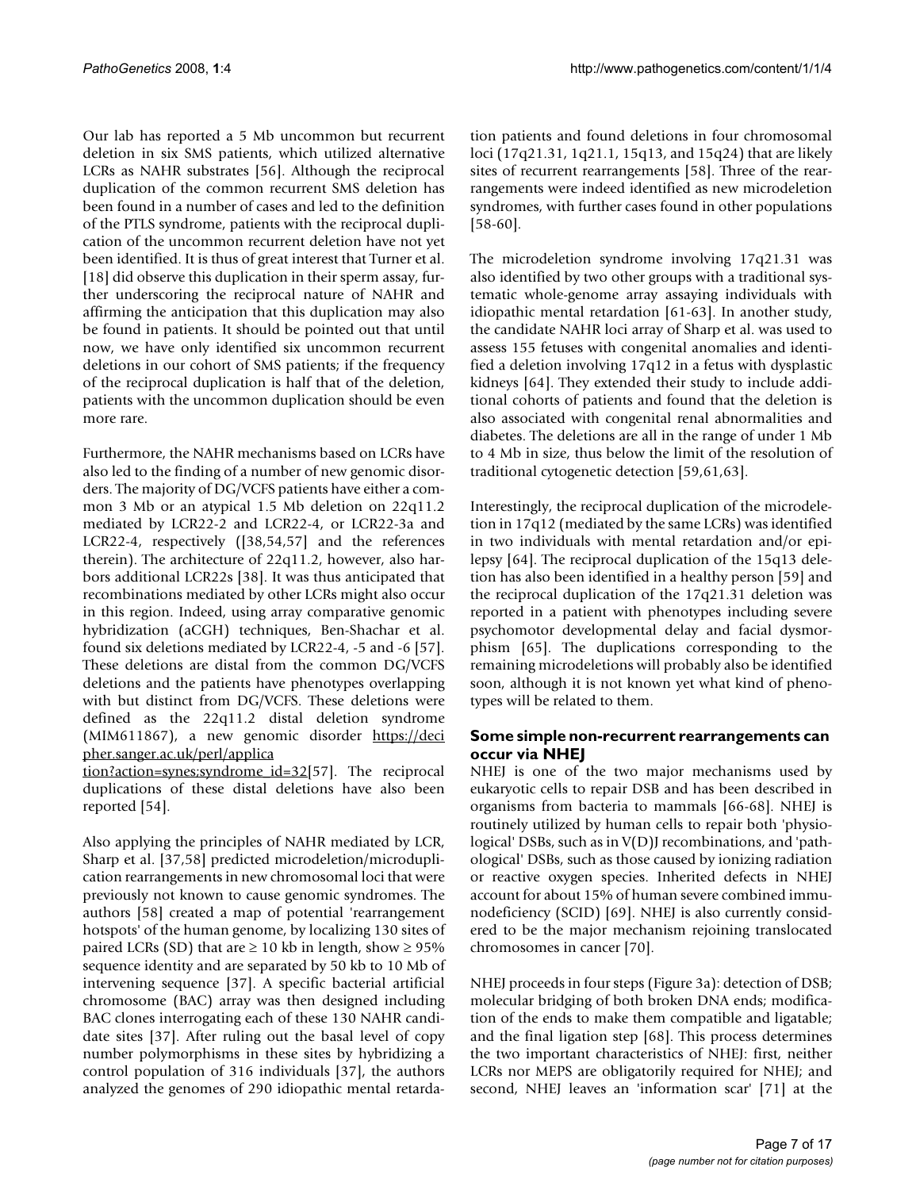Our lab has reported a 5 Mb uncommon but recurrent deletion in six SMS patients, which utilized alternative LCRs as NAHR substrates [56]. Although the reciprocal duplication of the common recurrent SMS deletion has been found in a number of cases and led to the definition of the PTLS syndrome, patients with the reciprocal duplication of the uncommon recurrent deletion have not yet been identified. It is thus of great interest that Turner et al. [18] did observe this duplication in their sperm assay, further underscoring the reciprocal nature of NAHR and affirming the anticipation that this duplication may also be found in patients. It should be pointed out that until now, we have only identified six uncommon recurrent deletions in our cohort of SMS patients; if the frequency of the reciprocal duplication is half that of the deletion, patients with the uncommon duplication should be even more rare.

Furthermore, the NAHR mechanisms based on LCRs have also led to the finding of a number of new genomic disorders. The majority of DG/VCFS patients have either a common 3 Mb or an atypical 1.5 Mb deletion on 22q11.2 mediated by LCR22-2 and LCR22-4, or LCR22-3a and LCR22-4, respectively ([38,54,57] and the references therein). The architecture of 22q11.2, however, also harbors additional LCR22s [38]. It was thus anticipated that recombinations mediated by other LCRs might also occur in this region. Indeed, using array comparative genomic hybridization (aCGH) techniques, Ben-Shachar et al. found six deletions mediated by LCR22-4, -5 and -6 [57]. These deletions are distal from the common DG/VCFS deletions and the patients have phenotypes overlapping with but distinct from DG/VCFS. These deletions were defined as the 22q11.2 distal deletion syndrome (MIM611867), a new genomic disorder https://decipher.sanger.ac.uk/perl/application?action=synes;syndrome_id=32[57]. The reciprocal duplications of these distal deletions have also been reported [54].

Also applying the principles of NAHR mediated by LCR, Sharp et al. [37,58] predicted microdeletion/microduplication rearrangements in new chromosomal loci that were previously not known to cause genomic syndromes. The authors [58] created a map of potential 'rearrangement hotspots' of the human genome, by localizing 130 sites of paired LCRs (SD) that are $\geq$ 10 kb in length, show $\geq$ 95% sequence identity and are separated by 50 kb to 10 Mb of intervening sequence [37]. A specific bacterial artificial chromosome (BAC) array was then designed including BAC clones interrogating each of these 130 NAHR candidate sites [37]. After ruling out the basal level of copy number polymorphisms in these sites by hybridizing a control population of 316 individuals [37], the authors analyzed the genomes of 290 idiopathic mental retardation patients and found deletions in four chromosomal loci (17q21.31, 1q21.1, 15q13, and 15q24) that are likely sites of recurrent rearrangements [58]. Three of the rearrangements were indeed identified as new microdeletion syndromes, with further cases found in other populations [58-60].

The microdeletion syndrome involving 17q21.31 was also identified by two other groups with a traditional systematic whole-genome array assaying individuals with idiopathic mental retardation [61-63]. In another study, the candidate NAHR loci array of Sharp et al. was used to assess 155 fetuses with congenital anomalies and identified a deletion involving 17q12 in a fetus with dysplastic kidneys [64]. They extended their study to include additional cohorts of patients and found that the deletion is also associated with congenital renal abnormalities and diabetes. The deletions are all in the range of under 1 Mb to 4 Mb in size, thus below the limit of the resolution of traditional cytogenetic detection [59,61,63].

Interestingly, the reciprocal duplication of the microdeletion in 17q12 (mediated by the same LCRs) was identified in two individuals with mental retardation and/or epilepsy [64]. The reciprocal duplication of the 15q13 deletion has also been identified in a healthy person [59] and the reciprocal duplication of the 17q21.31 deletion was reported in a patient with phenotypes including severe psychomotor developmental delay and facial dysmorphism [65]. The duplications corresponding to the remaining microdeletions will probably also be identified soon, although it is not known yet what kind of phenotypes will be related to them.

## Some simple non-recurrent rearrangements can occur via NHEJ

NHEJ is one of the two major mechanisms used by eukaryotic cells to repair DSB and has been described in organisms from bacteria to mammals [66-68]. NHEJ is routinely utilized by human cells to repair both 'physiological' DSBs, such as in V(D)J recombinations, and 'pathological' DSBs, such as those caused by ionizing radiation or reactive oxygen species. Inherited defects in NHEJ account for about 15% of human severe combined immunodeficiency (SCID) [69]. NHEJ is also currently considered to be the major mechanism rejoining translocated chromosomes in cancer [70].

NHEJ proceeds in four steps (Figure 3a): detection of DSB; molecular bridging of both broken DNA ends; modification of the ends to make them compatible and ligatable; and the final ligation step [68]. This process determines the two important characteristics of NHEJ: first, neither LCRs nor MEPS are obligatorily required for NHEJ; and second, NHEJ leaves an 'information scar' [71] at the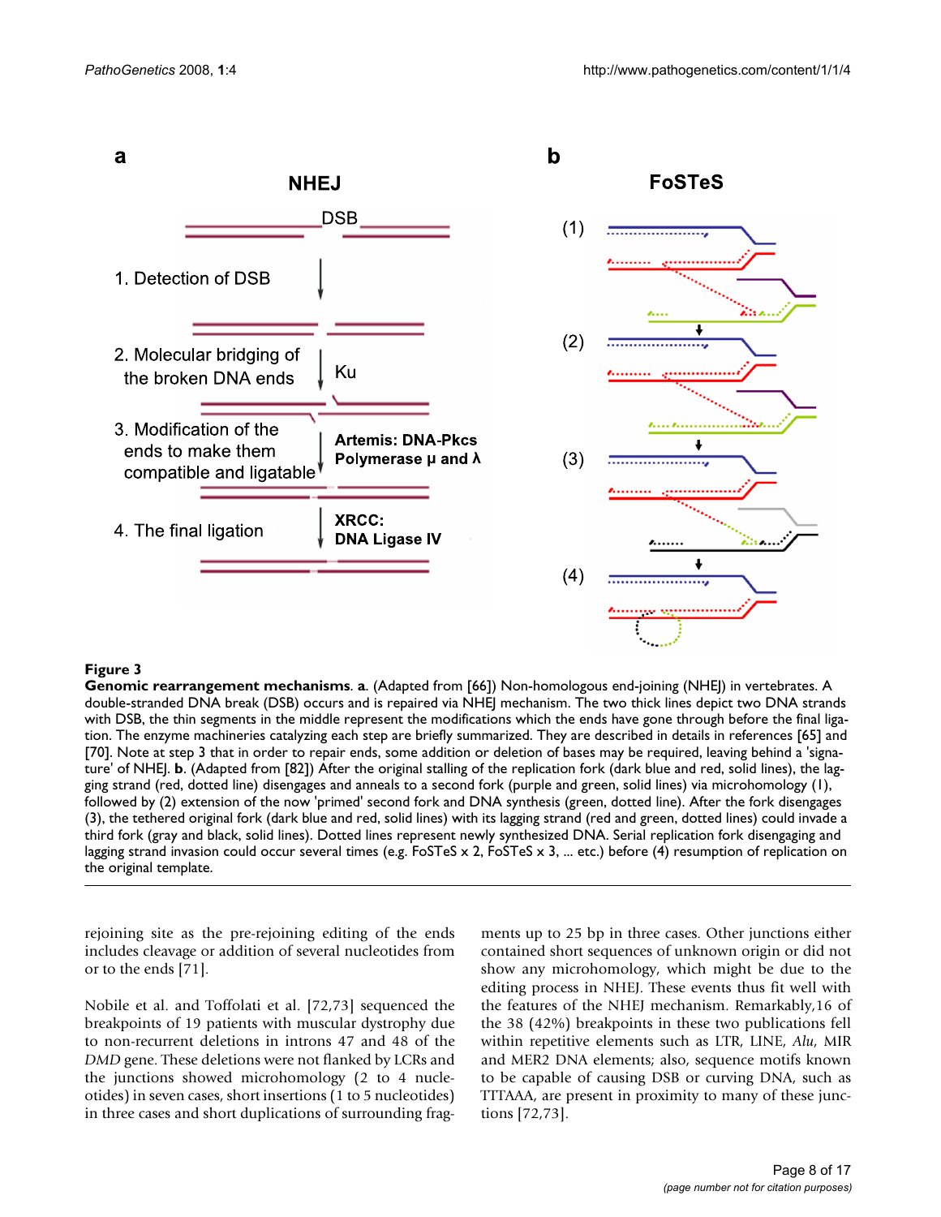**Figure 3**

**Genomic rearrangement mechanisms**. **a**. (Adapted from [66]) Non-homologous end-joining (NHEJ) in vertebrates. A double-stranded DNA break (DSB) occurs and is repaired via NHEJ mechanism. The two thick lines depict two DNA strands with DSB, the thin segments in the middle represent the modifications which the ends have gone through before the final ligation. The enzyme machineries catalyzing each step are briefly summarized. They are described in details in references [65] and [70]. Note at step 3 that in order to repair ends, some addition or deletion of bases may be required, leaving behind a 'signature' of NHEJ. **b**. (Adapted from [82]) After the original stalling of the replication fork (dark blue and red, solid lines), the lagging strand (red, dotted line) disengages and anneals to a second fork (purple and green, solid lines) via microhomology (1), followed by (2) extension of the now 'primed' second fork and DNA synthesis (green, dotted line). After the fork disengages (3), the tethered original fork (dark blue and red, solid lines) with its lagging strand (red and green, dotted lines) could invade a third fork (gray and black, solid lines). Dotted lines represent newly synthesized DNA. Serial replication fork disengaging and lagging strand invasion could occur several times (e.g. FoSTeS x 2, FoSTeS x 3, ... etc.) before (4) resumption of replication on the original template.

rejoining site as the pre-rejoining editing of the ends includes cleavage or addition of several nucleotides from or to the ends [71].

Nobile et al. and Toffolati et al. [72,73] sequenced the breakpoints of 19 patients with muscular dystrophy due to non-recurrent deletions in introns 47 and 48 of the *DMD* gene. These deletions were not flanked by LCRs and the junctions showed microhomology (2 to 4 nucleotides) in seven cases, short insertions (1 to 5 nucleotides) in three cases and short duplications of surrounding fragments up to 25 bp in three cases. Other junctions either contained short sequences of unknown origin or did not show any microhomology, which might be due to the editing process in NHEJ. These events thus fit well with the features of the NHEJ mechanism. Remarkably,16 of the 38 (42%) breakpoints in these two publications fell within repetitive elements such as LTR, LINE, *Alu*, MIR and MER2 DNA elements; also, sequence motifs known to be capable of causing DSB or curving DNA, such as TTTAAA, are present in proximity to many of these junctions [72,73].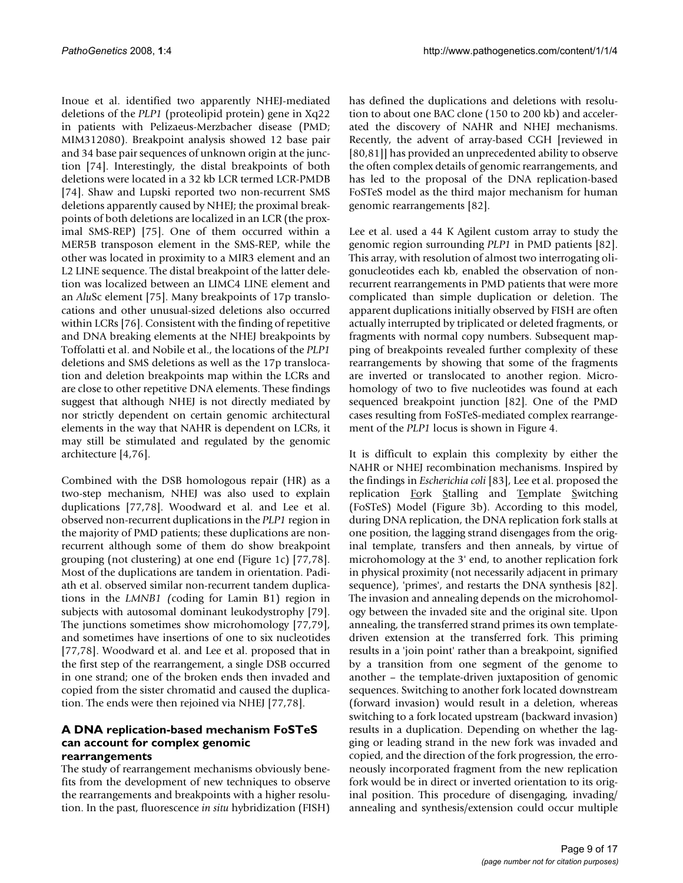Inoue et al. identified two apparently NHEJ-mediated deletions of the *PLP1* (proteolipid protein) gene in Xq22 in patients with Pelizaeus-Merzbacher disease (PMD; MIM312080). Breakpoint analysis showed 12 base pair and 34 base pair sequences of unknown origin at the junction [74]. Interestingly, the distal breakpoints of both deletions were located in a 32 kb LCR termed LCR-PMDB [74]. Shaw and Lupski reported two non-recurrent SMS deletions apparently caused by NHEJ; the proximal breakpoints of both deletions are localized in an LCR (the proximal SMS-REP) [75]. One of them occurred within a MER5B transposon element in the SMS-REP, while the other was located in proximity to a MIR3 element and an L2 LINE sequence. The distal breakpoint of the latter deletion was localized between an LIMC4 LINE element and an *Alu*Sc element [75]. Many breakpoints of 17p translocations and other unusual-sized deletions also occurred within LCRs [76]. Consistent with the finding of repetitive and DNA breaking elements at the NHEJ breakpoints by Toffolatti et al. and Nobile et al., the locations of the *PLP1* deletions and SMS deletions as well as the 17p translocation and deletion breakpoints map within the LCRs and are close to other repetitive DNA elements. These findings suggest that although NHEJ is not directly mediated by nor strictly dependent on certain genomic architectural elements in the way that NAHR is dependent on LCRs, it may still be stimulated and regulated by the genomic architecture [4,76].

Combined with the DSB homologous repair (HR) as a two-step mechanism, NHEJ was also used to explain duplications [77,78]. Woodward et al. and Lee et al. observed non-recurrent duplications in the *PLP1* region in the majority of PMD patients; these duplications are non-recurrent although some of them do show breakpoint grouping (not clustering) at one end (Figure 1c) [77,78]. Most of the duplications are tandem in orientation. Padiath et al. observed similar non-recurrent tandem duplications in the *LMNB1 (*coding for Lamin B1) region in subjects with autosomal dominant leukodystrophy [79]. The junctions sometimes show microhomology [77,79], and sometimes have insertions of one to six nucleotides [77,78]. Woodward et al. and Lee et al. proposed that in the first step of the rearrangement, a single DSB occurred in one strand; one of the broken ends then invaded and copied from the sister chromatid and caused the duplication. The ends were then rejoined via NHEJ [77,78].

### A DNA replication-based mechanism FoSTeS can account for complex genomic rearrangements

The study of rearrangement mechanisms obviously benefits from the development of new techniques to observe the rearrangements and breakpoints with a higher resolution. In the past, fluorescence *in situ* hybridization (FISH) has defined the duplications and deletions with resolution to about one BAC clone (150 to 200 kb) and accelerated the discovery of NAHR and NHEJ mechanisms. Recently, the advent of array-based CGH [reviewed in [80,81]] has provided an unprecedented ability to observe the often complex details of genomic rearrangements, and has led to the proposal of the DNA replication-based FoSTeS model as the third major mechanism for human genomic rearrangements [82].

Lee et al. used a 44 K Agilent custom array to study the genomic region surrounding *PLP1* in PMD patients [82]. This array, with resolution of almost two interrogating oligonucleotides each kb, enabled the observation of non-recurrent rearrangements in PMD patients that were more complicated than simple duplication or deletion. The apparent duplications initially observed by FISH are often actually interrupted by triplicated or deleted fragments, or fragments with normal copy numbers. Subsequent mapping of breakpoints revealed further complexity of these rearrangements by showing that some of the fragments are inverted or translocated to another region. Microhomology of two to five nucleotides was found at each sequenced breakpoint junction [82]. One of the PMD cases resulting from FoSTeS-mediated complex rearrangement of the *PLP1* locus is shown in Figure 4.

It is difficult to explain this complexity by either the NAHR or NHEJ recombination mechanisms. Inspired by the findings in *Escherichia coli* [83], Lee et al. proposed the replication Fork Stalling and Template Switching (FoSTeS) Model (Figure 3b). According to this model, during DNA replication, the DNA replication fork stalls at one position, the lagging strand disengages from the original template, transfers and then anneals, by virtue of microhomology at the 3' end, to another replication fork in physical proximity (not necessarily adjacent in primary sequence), 'primes', and restarts the DNA synthesis [82]. The invasion and annealing depends on the microhomology between the invaded site and the original site. Upon annealing, the transferred strand primes its own template-driven extension at the transferred fork. This priming results in a 'join point' rather than a breakpoint, signified by a transition from one segment of the genome to another – the template-driven juxtaposition of genomic sequences. Switching to another fork located downstream (forward invasion) would result in a deletion, whereas switching to a fork located upstream (backward invasion) results in a duplication. Depending on whether the lagging or leading strand in the new fork was invaded and copied, and the direction of the fork progression, the erroneously incorporated fragment from the new replication fork would be in direct or inverted orientation to its original position. This procedure of disengaging, invading/annealing and synthesis/extension could occur multiple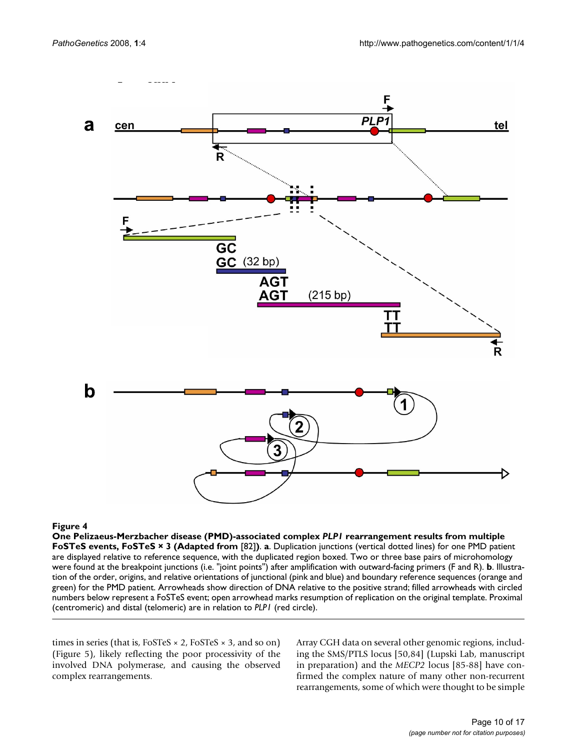**Figure 4**

**One Pelizaeus-Merzbacher disease (PMD)-associated complex *PLP1* rearrangement results from multiple FoSTeS events, FoSTeS × 3 (Adapted from [82])**. **a**. Duplication junctions (vertical dotted lines) for one PMD patient are displayed relative to reference sequence, with the duplicated region boxed. Two or three base pairs of microhomology were found at the breakpoint junctions (i.e. "joint points") after amplification with outward-facing primers (F and R). **b**. Illustration of the order, origins, and relative orientations of junctional (pink and blue) and boundary reference sequences (orange and green) for the PMD patient. Arrowheads show direction of DNA relative to the positive strand; filled arrowheads with circled numbers below represent a FoSTeS event; open arrowhead marks resumption of replication on the original template. Proximal (centromeric) and distal (telomeric) are in relation to *PLP1* (red circle).

times in series (that is, FoSTeS × 2, FoSTeS × 3, and so on) (Figure 5), likely reflecting the poor processivity of the involved DNA polymerase, and causing the observed complex rearrangements.

Array CGH data on several other genomic regions, including the SMS/PTLS locus [50,84] (Lupski Lab, manuscript in preparation) and the *MECP2* locus [85-88] have confirmed the complex nature of many other non-recurrent rearrangements, some of which were thought to be simple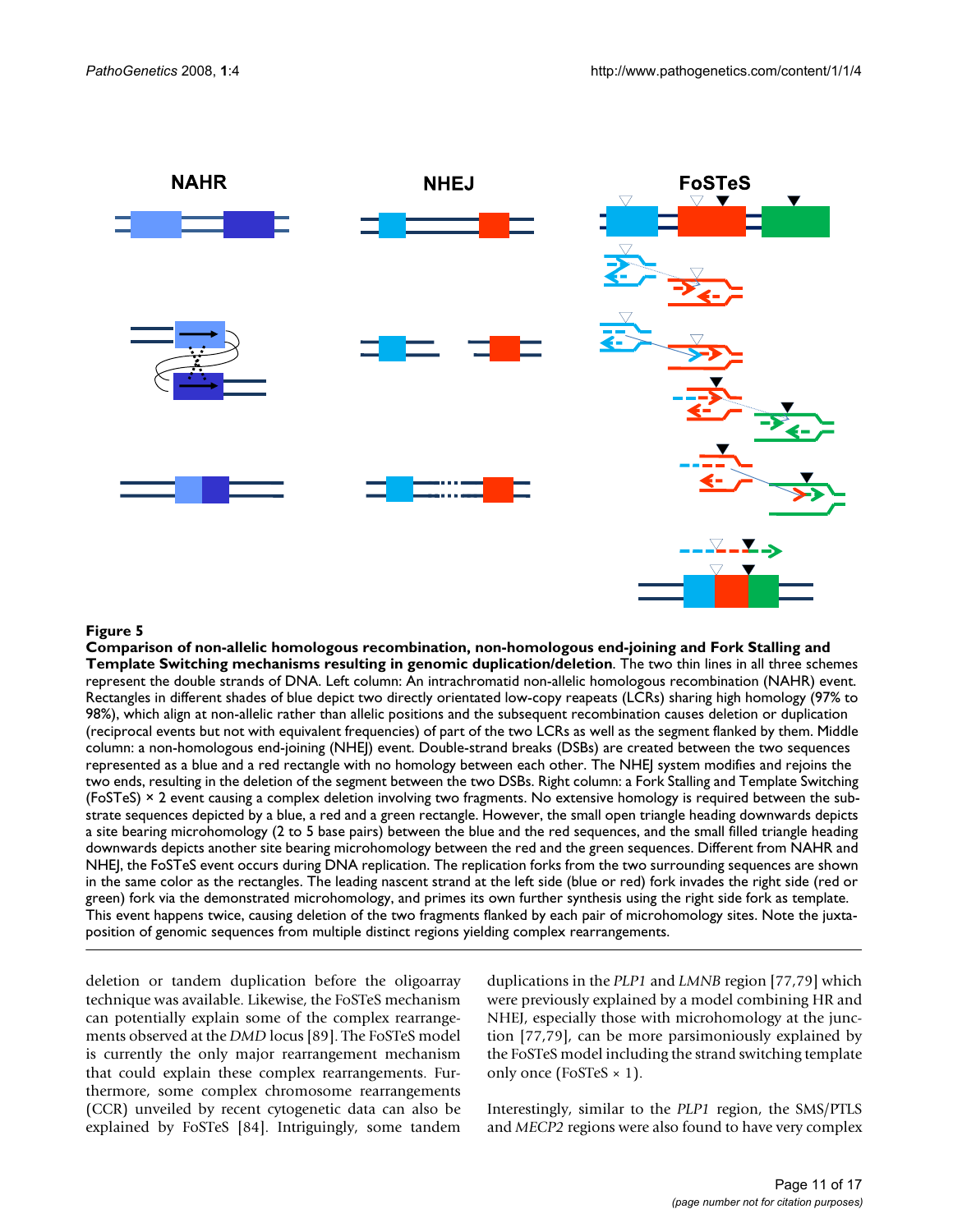NAHR

NHEJ

FoSTeS

**Figure 5**

**Comparison of non-allelic homologous recombination, non-homologous end-joining and Fork Stalling and Template Switching mechanisms resulting in genomic duplication/deletion**. The two thin lines in all three schemes represent the double strands of DNA. Left column: An intrachromatid non-allelic homologous recombination (NAHR) event. Rectangles in different shades of blue depict two directly orientated low-copy reapeats (LCRs) sharing high homology (97% to 98%), which align at non-allelic rather than allelic positions and the subsequent recombination causes deletion or duplication (reciprocal events but not with equivalent frequencies) of part of the two LCRs as well as the segment flanked by them. Middle column: a non-homologous end-joining (NHEJ) event. Double-strand breaks (DSBs) are created between the two sequences represented as a blue and a red rectangle with no homology between each other. The NHEJ system modifies and rejoins the two ends, resulting in the deletion of the segment between the two DSBs. Right column: a Fork Stalling and Template Switching (FoSTeS) × 2 event causing a complex deletion involving two fragments. No extensive homology is required between the substrate sequences depicted by a blue, a red and a green rectangle. However, the small open triangle heading downwards depicts a site bearing microhomology (2 to 5 base pairs) between the blue and the red sequences, and the small filled triangle heading downwards depicts another site bearing microhomology between the red and the green sequences. Different from NAHR and NHEJ, the FoSTeS event occurs during DNA replication. The replication forks from the two surrounding sequences are shown in the same color as the rectangles. The leading nascent strand at the left side (blue or red) fork invades the right side (red or green) fork via the demonstrated microhomology, and primes its own further synthesis using the right side fork as template. This event happens twice, causing deletion of the two fragments flanked by each pair of microhomology sites. Note the juxtaposition of genomic sequences from multiple distinct regions yielding complex rearrangements.

deletion or tandem duplication before the oligoarray technique was available. Likewise, the FoSTeS mechanism can potentially explain some of the complex rearrangements observed at the *DMD* locus [89]. The FoSTeS model is currently the only major rearrangement mechanism that could explain these complex rearrangements. Furthermore, some complex chromosome rearrangements (CCR) unveiled by recent cytogenetic data can also be explained by FoSTeS [84]. Intriguingly, some tandem duplications in the *PLP1* and *LMNB* region [77,79] which were previously explained by a model combining HR and NHEJ, especially those with microhomology at the junction [77,79], can be more parsimoniously explained by the FoSTeS model including the strand switching template only once (FoSTeS × 1).

Interestingly, similar to the *PLP1* region, the SMS/PTLS and *MECP2* regions were also found to have very complex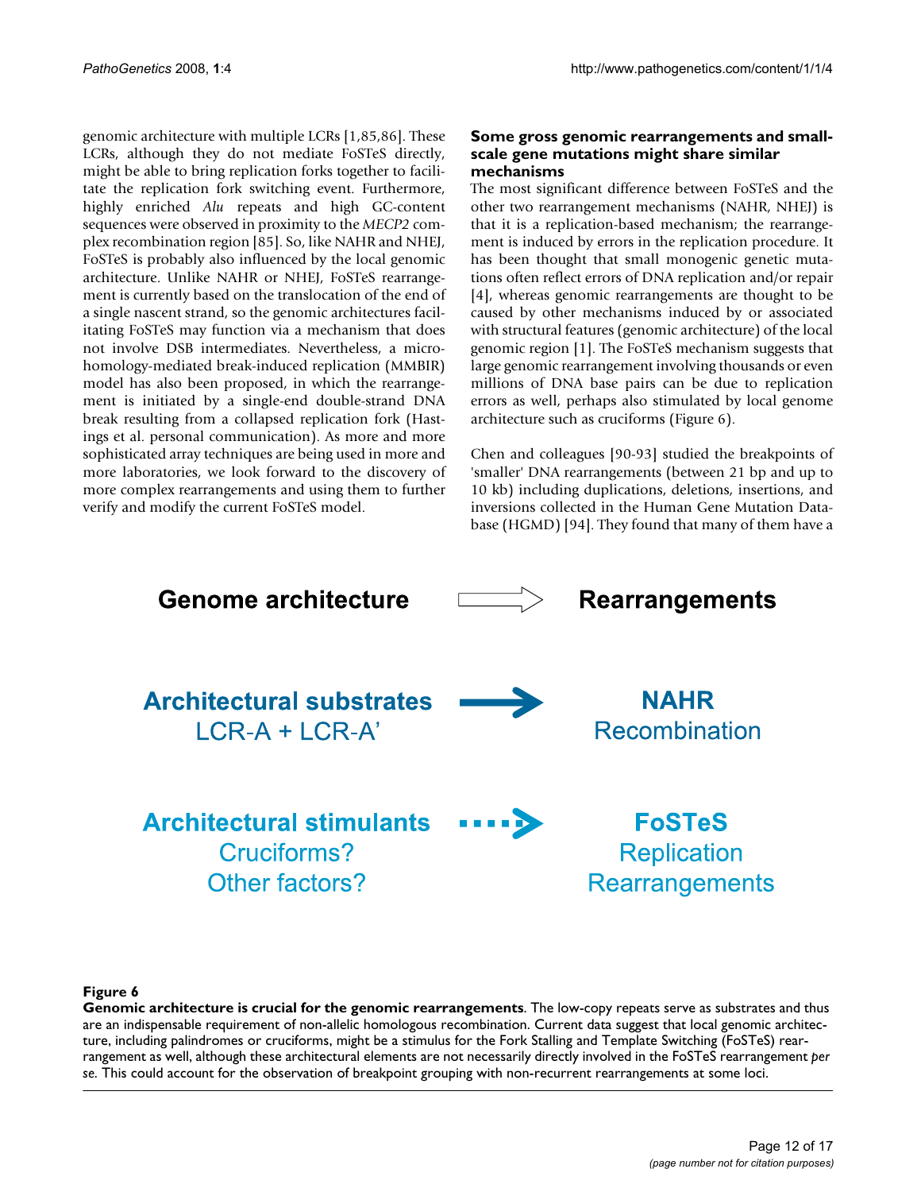genomic architecture with multiple LCRs [1,85,86]. These LCRs, although they do not mediate FoSTeS directly, might be able to bring replication forks together to facilitate the replication fork switching event. Furthermore, highly enriched *Alu* repeats and high GC-content sequences were observed in proximity to the *MECP2* complex recombination region [85]. So, like NAHR and NHEJ, FoSTeS is probably also influenced by the local genomic architecture. Unlike NAHR or NHEJ, FoSTeS rearrangement is currently based on the translocation of the end of a single nascent strand, so the genomic architectures facilitating FoSTeS may function via a mechanism that does not involve DSB intermediates. Nevertheless, a microhomology-mediated break-induced replication (MMBIR) model has also been proposed, in which the rearrangement is initiated by a single-end double-strand DNA break resulting from a collapsed replication fork (Hastings et al. personal communication). As more and more sophisticated array techniques are being used in more and more laboratories, we look forward to the discovery of more complex rearrangements and using them to further verify and modify the current FoSTeS model.

### Some gross genomic rearrangements and small-scale gene mutations might share similar mechanisms

The most significant difference between FoSTeS and the other two rearrangement mechanisms (NAHR, NHEJ) is that it is a replication-based mechanism; the rearrangement is induced by errors in the replication procedure. It has been thought that small monogenic genetic mutations often reflect errors of DNA replication and/or repair [4], whereas genomic rearrangements are thought to be caused by other mechanisms induced by or associated with structural features (genomic architecture) of the local genomic region [1]. The FoSTeS mechanism suggests that large genomic rearrangement involving thousands or even millions of DNA base pairs can be due to replication errors as well, perhaps also stimulated by local genome architecture such as cruciforms (Figure 6).

Chen and colleagues [90-93] studied the breakpoints of 'smaller' DNA rearrangements (between 21 bp and up to 10 kb) including duplications, deletions, insertions, and inversions collected in the Human Gene Mutation Database (HGMD) [94]. They found that many of them have a

| Genome architecture | ⇨ | Rearrangements |
|---|---|---|
| Architectural substrates LCR-A + LCR-A' | → | NAHR Recombination |
| Architectural stimulants Cruciforms? Other factors? | ⇢ | FoSTeS Replication Rearrangements |

**Figure 6**

**Genomic architecture is crucial for the genomic rearrangements**. The low-copy repeats serve as substrates and thus are an indispensable requirement of non-allelic homologous recombination. Current data suggest that local genomic architecture, including palindromes or cruciforms, might be a stimulus for the Fork Stalling and Template Switching (FoSTeS) rearrangement as well, although these architectural elements are not necessarily directly involved in the FoSTeS rearrangement *per se*. This could account for the observation of breakpoint grouping with non-recurrent rearrangements at some loci.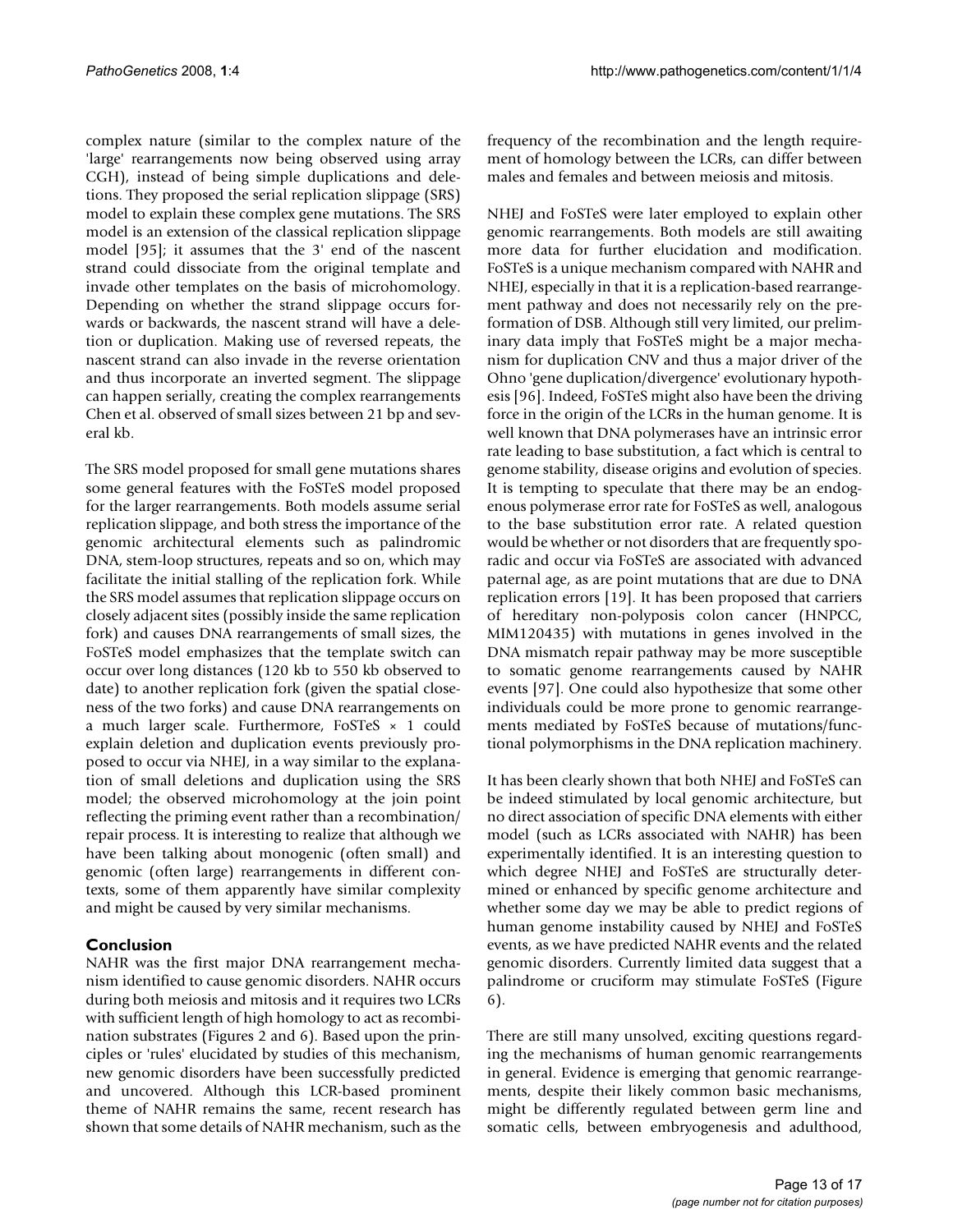complex nature (similar to the complex nature of the 'large' rearrangements now being observed using array CGH), instead of being simple duplications and deletions. They proposed the serial replication slippage (SRS) model to explain these complex gene mutations. The SRS model is an extension of the classical replication slippage model [95]; it assumes that the 3' end of the nascent strand could dissociate from the original template and invade other templates on the basis of microhomology. Depending on whether the strand slippage occurs forwards or backwards, the nascent strand will have a deletion or duplication. Making use of reversed repeats, the nascent strand can also invade in the reverse orientation and thus incorporate an inverted segment. The slippage can happen serially, creating the complex rearrangements Chen et al. observed of small sizes between 21 bp and several kb.

The SRS model proposed for small gene mutations shares some general features with the FoSTeS model proposed for the larger rearrangements. Both models assume serial replication slippage, and both stress the importance of the genomic architectural elements such as palindromic DNA, stem-loop structures, repeats and so on, which may facilitate the initial stalling of the replication fork. While the SRS model assumes that replication slippage occurs on closely adjacent sites (possibly inside the same replication fork) and causes DNA rearrangements of small sizes, the FoSTeS model emphasizes that the template switch can occur over long distances (120 kb to 550 kb observed to date) to another replication fork (given the spatial closeness of the two forks) and cause DNA rearrangements on a much larger scale. Furthermore, FoSTeS × 1 could explain deletion and duplication events previously proposed to occur via NHEJ, in a way similar to the explanation of small deletions and duplication using the SRS model; the observed microhomology at the join point reflecting the priming event rather than a recombination/repair process. It is interesting to realize that although we have been talking about monogenic (often small) and genomic (often large) rearrangements in different contexts, some of them apparently have similar complexity and might be caused by very similar mechanisms.

## Conclusion

NAHR was the first major DNA rearrangement mechanism identified to cause genomic disorders. NAHR occurs during both meiosis and mitosis and it requires two LCRs with sufficient length of high homology to act as recombination substrates (Figures 2 and 6). Based upon the principles or 'rules' elucidated by studies of this mechanism, new genomic disorders have been successfully predicted and uncovered. Although this LCR-based prominent theme of NAHR remains the same, recent research has shown that some details of NAHR mechanism, such as the frequency of the recombination and the length requirement of homology between the LCRs, can differ between males and females and between meiosis and mitosis.

NHEJ and FoSTeS were later employed to explain other genomic rearrangements. Both models are still awaiting more data for further elucidation and modification. FoSTeS is a unique mechanism compared with NAHR and NHEJ, especially in that it is a replication-based rearrangement pathway and does not necessarily rely on the preformation of DSB. Although still very limited, our preliminary data imply that FoSTeS might be a major mechanism for duplication CNV and thus a major driver of the Ohno 'gene duplication/divergence' evolutionary hypothesis [96]. Indeed, FoSTeS might also have been the driving force in the origin of the LCRs in the human genome. It is well known that DNA polymerases have an intrinsic error rate leading to base substitution, a fact which is central to genome stability, disease origins and evolution of species. It is tempting to speculate that there may be an endogenous polymerase error rate for FoSTeS as well, analogous to the base substitution error rate. A related question would be whether or not disorders that are frequently sporadic and occur via FoSTeS are associated with advanced paternal age, as are point mutations that are due to DNA replication errors [19]. It has been proposed that carriers of hereditary non-polyposis colon cancer (HNPCC, MIM120435) with mutations in genes involved in the DNA mismatch repair pathway may be more susceptible to somatic genome rearrangements caused by NAHR events [97]. One could also hypothesize that some other individuals could be more prone to genomic rearrangements mediated by FoSTeS because of mutations/functional polymorphisms in the DNA replication machinery.

It has been clearly shown that both NHEJ and FoSTeS can be indeed stimulated by local genomic architecture, but no direct association of specific DNA elements with either model (such as LCRs associated with NAHR) has been experimentally identified. It is an interesting question to which degree NHEJ and FoSTeS are structurally determined or enhanced by specific genome architecture and whether some day we may be able to predict regions of human genome instability caused by NHEJ and FoSTeS events, as we have predicted NAHR events and the related genomic disorders. Currently limited data suggest that a palindrome or cruciform may stimulate FoSTeS (Figure 6).

There are still many unsolved, exciting questions regarding the mechanisms of human genomic rearrangements in general. Evidence is emerging that genomic rearrangements, despite their likely common basic mechanisms, might be differently regulated between germ line and somatic cells, between embryogenesis and adulthood,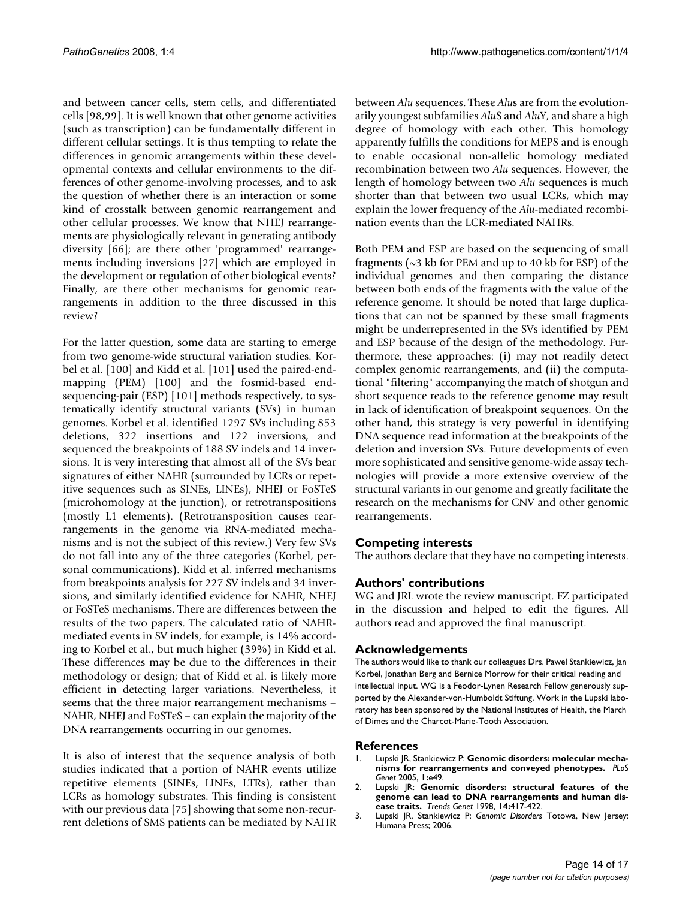and between cancer cells, stem cells, and differentiated cells [98,99]. It is well known that other genome activities (such as transcription) can be fundamentally different in different cellular settings. It is thus tempting to relate the differences in genomic arrangements within these developmental contexts and cellular environments to the differences of other genome-involving processes, and to ask the question of whether there is an interaction or some kind of crosstalk between genomic rearrangement and other cellular processes. We know that NHEJ rearrangements are physiologically relevant in generating antibody diversity [66]; are there other 'programmed' rearrangements including inversions [27] which are employed in the development or regulation of other biological events? Finally, are there other mechanisms for genomic rearrangements in addition to the three discussed in this review?

For the latter question, some data are starting to emerge from two genome-wide structural variation studies. Korbel et al. [100] and Kidd et al. [101] used the paired-end-mapping (PEM) [100] and the fosmid-based end-sequencing-pair (ESP) [101] methods respectively, to systematically identify structural variants (SVs) in human genomes. Korbel et al. identified 1297 SVs including 853 deletions, 322 insertions and 122 inversions, and sequenced the breakpoints of 188 SV indels and 14 inversions. It is very interesting that almost all of the SVs bear signatures of either NAHR (surrounded by LCRs or repetitive sequences such as SINEs, LINEs), NHEJ or FoSTeS (microhomology at the junction), or retrotranspositions (mostly L1 elements). (Retrotransposition causes rearrangements in the genome via RNA-mediated mechanisms and is not the subject of this review.) Very few SVs do not fall into any of the three categories (Korbel, personal communications). Kidd et al. inferred mechanisms from breakpoints analysis for 227 SV indels and 34 inversions, and similarly identified evidence for NAHR, NHEJ or FoSTeS mechanisms. There are differences between the results of the two papers. The calculated ratio of NAHR-mediated events in SV indels, for example, is 14% according to Korbel et al., but much higher (39%) in Kidd et al. These differences may be due to the differences in their methodology or design; that of Kidd et al. is likely more efficient in detecting larger variations. Nevertheless, it seems that the three major rearrangement mechanisms – NAHR, NHEJ and FoSTeS – can explain the majority of the DNA rearrangements occurring in our genomes.

It is also of interest that the sequence analysis of both studies indicated that a portion of NAHR events utilize repetitive elements (SINEs, LINEs, LTRs), rather than LCRs as homology substrates. This finding is consistent with our previous data [75] showing that some non-recurrent deletions of SMS patients can be mediated by NAHR between *Alu* sequences. These *Alu*s are from the evolutionarily youngest subfamilies *Alu*S and *Alu*Y, and share a high degree of homology with each other. This homology apparently fulfills the conditions for MEPS and is enough to enable occasional non-allelic homology mediated recombination between two *Alu* sequences. However, the length of homology between two *Alu* sequences is much shorter than that between two usual LCRs, which may explain the lower frequency of the *Alu*-mediated recombination events than the LCR-mediated NAHRs.

Both PEM and ESP are based on the sequencing of small fragments (~3 kb for PEM and up to 40 kb for ESP) of the individual genomes and then comparing the distance between both ends of the fragments with the value of the reference genome. It should be noted that large duplications that can not be spanned by these small fragments might be underrepresented in the SVs identified by PEM and ESP because of the design of the methodology. Furthermore, these approaches: (i) may not readily detect complex genomic rearrangements, and (ii) the computational "filtering" accompanying the match of shotgun and short sequence reads to the reference genome may result in lack of identification of breakpoint sequences. On the other hand, this strategy is very powerful in identifying DNA sequence read information at the breakpoints of the deletion and inversion SVs. Future developments of even more sophisticated and sensitive genome-wide assay technologies will provide a more extensive overview of the structural variants in our genome and greatly facilitate the research on the mechanisms for CNV and other genomic rearrangements.

## Competing interests

The authors declare that they have no competing interests.

## Authors' contributions

WG and JRL wrote the review manuscript. FZ participated in the discussion and helped to edit the figures. All authors read and approved the final manuscript.

## Acknowledgements

The authors would like to thank our colleagues Drs. Pawel Stankiewicz, Jan Korbel, Jonathan Berg and Bernice Morrow for their critical reading and intellectual input. WG is a Feodor-Lynen Research Fellow generously supported by the Alexander-von-Humboldt Stiftung. Work in the Lupski laboratory has been sponsored by the National Institutes of Health, the March of Dimes and the Charcot-Marie-Tooth Association.

## References

1. Lupski JR, Stankiewicz P: **Genomic disorders: molecular mechanisms for rearrangements and conveyed phenotypes.** *PLoS Genet* 2005, **1:**e49.
2. Lupski JR: **Genomic disorders: structural features of the genome can lead to DNA rearrangements and human disease traits.** *Trends Genet* 1998, **14:**417-422.
3. Lupski JR, Stankiewicz P: *Genomic Disorders* Totowa, New Jersey: Humana Press; 2006.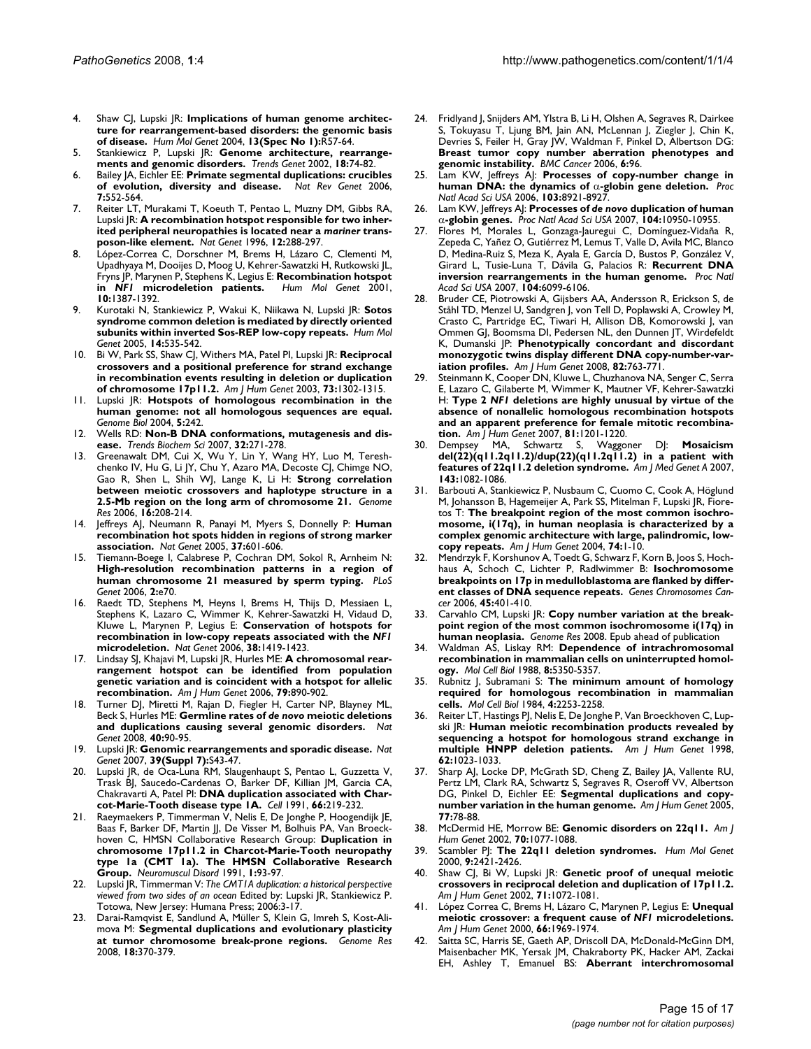4. Shaw CJ, Lupski JR: **Implications of human genome architecture for rearrangement-based disorders: the genomic basis of disease.** *Hum Mol Genet* 2004, **13(Spec No 1):**R57-64.
5. Stankiewicz P, Lupski JR: **Genome architecture, rearrangements and genomic disorders.** *Trends Genet* 2002, **18:**74-82.
6. Bailey JA, Eichler EE: **Primate segmental duplications: crucibles of evolution, diversity and disease.** *Nat Rev Genet* 2006, **7:**552-564.
7. Reiter LT, Murakami T, Koeuth T, Pentao L, Muzny DM, Gibbs RA, Lupski JR: **A recombination hotspot responsible for two inherited peripheral neuropathies is located near a *mariner* transposon-like element.** *Nat Genet* 1996, **12:**288-297.
8. López-Correa C, Dorschner M, Brems H, Lázaro C, Clementi M, Upadhyaya M, Dooijes D, Moog U, Kehrer-Sawatzki H, Rutkowski JL, Fryns JP, Marynen P, Stephens K, Legius E: **Recombination hotspot in *NF1* microdeletion patients.** *Hum Mol Genet* 2001, **10:**1387-1392.
9. Kurotaki N, Stankiewicz P, Wakui K, Niikawa N, Lupski JR: **Sotos syndrome common deletion is mediated by directly oriented subunits within inverted Sos-REP low-copy repeats.** *Hum Mol Genet* 2005, **14:**535-542.
10. Bi W, Park SS, Shaw CJ, Withers MA, Patel PI, Lupski JR: **Reciprocal crossovers and a positional preference for strand exchange in recombination events resulting in deletion or duplication of chromosome 17p11.2.** *Am J Hum Genet* 2003, **73:**1302-1315.
11. Lupski JR: **Hotspots of homologous recombination in the human genome: not all homologous sequences are equal.** *Genome Biol* 2004, **5:**242.
12. Wells RD: **Non-B DNA conformations, mutagenesis and disease.** *Trends Biochem Sci* 2007, **32:**271-278.
13. Greenawalt DM, Cui X, Wu Y, Lin Y, Wang HY, Luo M, Tereshchenko IV, Hu G, Li JY, Chu Y, Azaro MA, Decoste CJ, Chimge NO, Gao R, Shen L, Shih WJ, Lange K, Li H: **Strong correlation between meiotic crossovers and haplotype structure in a 2.5-Mb region on the long arm of chromosome 21.** *Genome Res* 2006, **16:**208-214.
14. Jeffreys AJ, Neumann R, Panayi M, Myers S, Donnelly P: **Human recombination hot spots hidden in regions of strong marker association.** *Nat Genet* 2005, **37:**601-606.
15. Tiemann-Boege I, Calabrese P, Cochran DM, Sokol R, Arnheim N: **High-resolution recombination patterns in a region of human chromosome 21 measured by sperm typing.** *PLoS Genet* 2006, **2:**e70.
16. Raedt TD, Stephens M, Heyns I, Brems H, Thijs D, Messiaen L, Stephens K, Lazaro C, Wimmer K, Kehrer-Sawatzki H, Vidaud D, Kluwe L, Marynen P, Legius E: **Conservation of hotspots for recombination in low-copy repeats associated with the *NF1* microdeletion.** *Nat Genet* 2006, **38:**1419-1423.
17. Lindsay SJ, Khajavi M, Lupski JR, Hurles ME: **A chromosomal rearrangement hotspot can be identified from population genetic variation and is coincident with a hotspot for allelic recombination.** *Am J Hum Genet* 2006, **79:**890-902.
18. Turner DJ, Miretti M, Rajan D, Fiegler H, Carter NP, Blayney ML, Beck S, Hurles ME: **Germline rates of *de novo* meiotic deletions and duplications causing several genomic disorders.** *Nat Genet* 2008, **40:**90-95.
19. Lupski JR: **Genomic rearrangements and sporadic disease.** *Nat Genet* 2007, **39(Suppl 7):**S43-47.
20. Lupski JR, de Oca-Luna RM, Slaugenhaupt S, Pentao L, Guzzetta V, Trask BJ, Saucedo-Cardenas O, Barker DF, Killian JM, Garcia CA, Chakravarti A, Patel PI: **DNA duplication associated with Charcot-Marie-Tooth disease type 1A.** *Cell* 1991, **66:**219-232.
21. Raeymaekers P, Timmerman V, Nelis E, De Jonghe P, Hoogendijk JE, Baas F, Barker DF, Martin JJ, De Visser M, Bolhuis PA, Van Broeckhoven C, HMSN Collaborative Research Group: **Duplication in chromosome 17p11.2 in Charcot-Marie-Tooth neuropathy type 1a (CMT 1a). The HMSN Collaborative Research Group.** *Neuromuscul Disord* 1991, **1:**93-97.
22. Lupski JR, Timmerman V: *The CMT1A duplication: a historical perspective viewed from two sides of an ocean* Edited by: Lupski JR, Stankiewicz P. Totowa, New Jersey: Humana Press; 2006:3-17.
23. Darai-Ramqvist E, Sandlund A, Müller S, Klein G, Imreh S, Kost-Alimova M: **Segmental duplications and evolutionary plasticity at tumor chromosome break-prone regions.** *Genome Res* 2008, **18:**370-379.
24. Fridlyand J, Snijders AM, Ylstra B, Li H, Olshen A, Segraves R, Dairkee S, Tokuyasu T, Ljung BM, Jain AN, McLennan J, Ziegler J, Chin K, Devries S, Feiler H, Gray JW, Waldman F, Pinkel D, Albertson DG: **Breast tumor copy number aberration phenotypes and genomic instability.** *BMC Cancer* 2006, **6:**96.
25. Lam KW, Jeffreys AJ: **Processes of copy-number change in human DNA: the dynamics of α-globin gene deletion.** *Proc Natl Acad Sci USA* 2006, **103:**8921-8927.
26. Lam KW, Jeffreys AJ: **Processes of *de novo* duplication of human α-globin genes.** *Proc Natl Acad Sci USA* 2007, **104:**10950-10955.
27. Flores M, Morales L, Gonzaga-Jauregui C, Domínguez-Vidaña R, Zepeda C, Yañez O, Gutiérrez M, Lemus T, Valle D, Avila MC, Blanco D, Medina-Ruiz S, Meza K, Ayala E, García D, Bustos P, González V, Girard L, Tusie-Luna T, Dávila G, Palacios R: **Recurrent DNA inversion rearrangements in the human genome.** *Proc Natl Acad Sci USA* 2007, **104:**6099-6106.
28. Bruder CE, Piotrowski A, Gijsbers AA, Andersson R, Erickson S, de Ståhl TD, Menzel U, Sandgren J, von Tell D, Poplawski A, Crowley M, Crasto C, Partridge EC, Tiwari H, Allison DB, Komorowski J, van Ommen GJ, Boomsma DI, Pedersen NL, den Dunnen JT, Wirdefeldt K, Dumanski JP: **Phenotypically concordant and discordant monozygotic twins display different DNA copy-number-variation profiles.** *Am J Hum Genet* 2008, **82:**763-771.
29. Steinmann K, Cooper DN, Kluwe L, Chuzhanova NA, Senger C, Serra E, Lazaro C, Gilaberte M, Wimmer K, Mautner VF, Kehrer-Sawatzki H: **Type 2 *NF1* deletions are highly unusual by virtue of the absence of nonallelic homologous recombination hotspots and an apparent preference for female mitotic recombination.** *Am J Hum Genet* 2007, **81:**1201-1220.
30. Dempsey MA, Schwartz S, Waggoner DJ: **Mosaicism del(22)(q11.2q11.2)/dup(22)(q11.2q11.2) in a patient with features of 22q11.2 deletion syndrome.** *Am J Med Genet A* 2007, **143:**1082-1086.
31. Barbouti A, Stankiewicz P, Nusbaum C, Cuomo C, Cook A, Höglund M, Johansson B, Hagemeijer A, Park SS, Mitelman F, Lupski JR, Fioretos T: **The breakpoint region of the most common isochromosome, i(17q), in human neoplasia is characterized by a complex genomic architecture with large, palindromic, low-copy repeats.** *Am J Hum Genet* 2004, **74:**1-10.
32. Mendrzyk F, Korshunov A, Toedt G, Schwarz F, Korn B, Joos S, Hochhaus A, Schoch C, Lichter P, Radlwimmer B: **Isochromosome breakpoints on 17p in medulloblastoma are flanked by different classes of DNA sequence repeats.** *Genes Chromosomes Cancer* 2006, **45:**401-410.
33. Carvalho CM, Lupski JR: **Copy number variation at the breakpoint region of the most common isochromosome i(17q) in human neoplasia.** *Genome Res* 2008. Epub ahead of publication
34. Waldman AS, Liskay RM: **Dependence of intrachromosomal recombination in mammalian cells on uninterrupted homology.** *Mol Cell Biol* 1988, **8:**5350-5357.
35. Rubnitz J, Subramani S: **The minimum amount of homology required for homologous recombination in mammalian cells.** *Mol Cell Biol* 1984, **4:**2253-2258.
36. Reiter LT, Hastings PJ, Nelis E, De Jonghe P, Van Broeckhoven C, Lupski JR: **Human meiotic recombination products revealed by sequencing a hotspot for homologous strand exchange in multiple HNPP deletion patients.** *Am J Hum Genet* 1998, **62:**1023-1033.
37. Sharp AJ, Locke DP, McGrath SD, Cheng Z, Bailey JA, Vallente RU, Pertz LM, Clark RA, Schwartz S, Segraves R, Oseroff VV, Albertson DG, Pinkel D, Eichler EE: **Segmental duplications and copy-number variation in the human genome.** *Am J Hum Genet* 2005, **77:**78-88.
38. McDermid HE, Morrow BE: **Genomic disorders on 22q11.** *Am J Hum Genet* 2002, **70:**1077-1088.
39. Scambler PJ: **The 22q11 deletion syndromes.** *Hum Mol Genet* 2000, **9:**2421-2426.
40. Shaw CJ, Bi W, Lupski JR: **Genetic proof of unequal meiotic crossovers in reciprocal deletion and duplication of 17p11.2.** *Am J Hum Genet* 2002, **71:**1072-1081.
41. López Correa C, Brems H, Lázaro C, Marynen P, Legius E: **Unequal meiotic crossover: a frequent cause of *NF1* microdeletions.** *Am J Hum Genet* 2000, **66:**1969-1974.
42. Saitta SC, Harris SE, Gaeth AP, Driscoll DA, McDonald-McGinn DM, Maisenbacher MK, Yersak JM, Chakraborty PK, Hacker AM, Zackai EH, Ashley T, Emanuel BS: **Aberrant interchromosomal**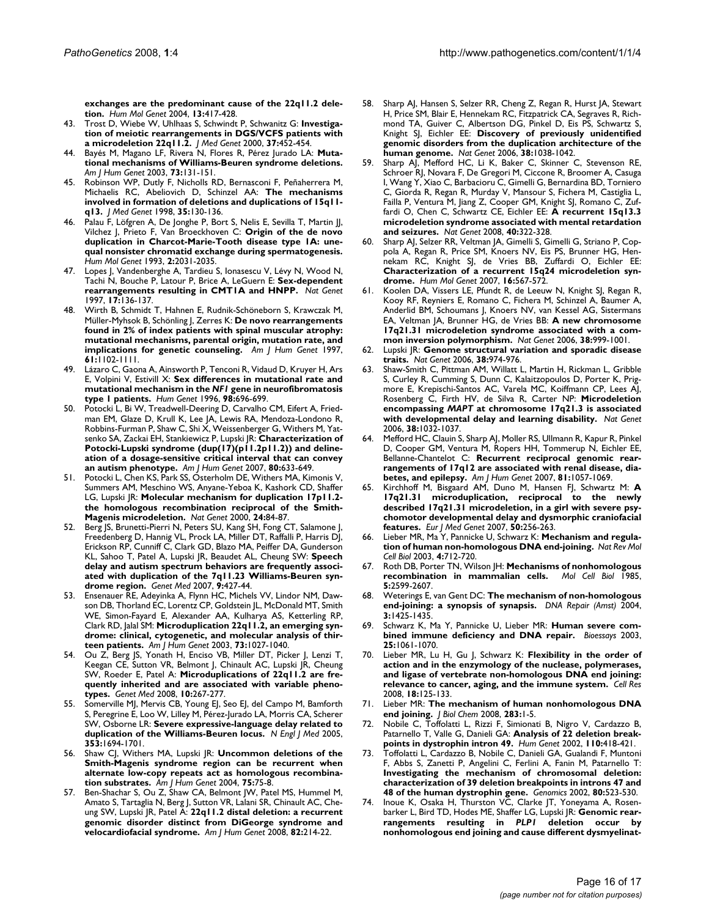**exchanges are the predominant cause of the 22q11.2 deletion.** *Hum Mol Genet* 2004, **13:**417-428.

43. Trost D, Wiebe W, Uhlhaas S, Schwindt P, Schwanitz G: **Investigation of meiotic rearrangements in DGS/VCFS patients with a microdeletion 22q11.2.** *J Med Genet* 2000, **37:**452-454.
44. Bayés M, Magano LF, Rivera N, Flores R, Pérez Jurado LA: **Mutational mechanisms of Williams-Beuren syndrome deletions.** *Am J Hum Genet* 2003, **73:**131-151.
45. Robinson WP, Dutly F, Nicholls RD, Bernasconi F, Peñaherrera M, Michaelis RC, Abeliovich D, Schinzel AA: **The mechanisms involved in formation of deletions and duplications of 15q11-q13.** *J Med Genet* 1998, **35:**130-136.
46. Palau F, Löfgren A, De Jonghe P, Bort S, Nelis E, Sevilla T, Martin JJ, Vilchez J, Prieto F, Van Broeckhoven C: **Origin of the de novo duplication in Charcot-Marie-Tooth disease type 1A: unequal nonsister chromatid exchange during spermatogenesis.** *Hum Mol Genet* 1993, **2:**2031-2035.
47. Lopes J, Vandenberghe A, Tardieu S, Ionasescu V, Lévy N, Wood N, Tachi N, Bouche P, Latour P, Brice A, LeGuern E: **Sex-dependent rearrangements resulting in CMT1A and HNPP.** *Nat Genet* 1997, **17:**136-137.
48. Wirth B, Schmidt T, Hahnen E, Rudnik-Schöneborn S, Krawczak M, Müller-Myhsok B, Schönling J, Zerres K: **De novo rearrangements found in 2% of index patients with spinal muscular atrophy: mutational mechanisms, parental origin, mutation rate, and implications for genetic counseling.** *Am J Hum Genet* 1997, **61:**1102-1111.
49. Lázaro C, Gaona A, Ainsworth P, Tenconi R, Vidaud D, Kruyer H, Ars E, Volpini V, Estivill X: **Sex differences in mutational rate and mutational mechanism in the *NF1* gene in neurofibromatosis type 1 patients.** *Hum Genet* 1996, **98:**696-699.
50. Potocki L, Bi W, Treadwell-Deering D, Carvalho CM, Eifert A, Friedman EM, Glaze D, Krull K, Lee JA, Lewis RA, Mendoza-Londono R, Robbins-Furman P, Shaw C, Shi X, Weissenberger G, Withers M, Yatsenko SA, Zackai EH, Stankiewicz P, Lupski JR: **Characterization of Potocki-Lupski syndrome (dup(17)(p11.2p11.2)) and delineation of a dosage-sensitive critical interval that can convey an autism phenotype.** *Am J Hum Genet* 2007, **80:**633-649.
51. Potocki L, Chen KS, Park SS, Osterholm DE, Withers MA, Kimonis V, Summers AM, Meschino WS, Anyane-Yeboa K, Kashork CD, Shaffer LG, Lupski JR: **Molecular mechanism for duplication 17p11.2-the homologous recombination reciprocal of the Smith-Magenis microdeletion.** *Nat Genet* 2000, **24:**84-87.
52. Berg JS, Brunetti-Pierri N, Peters SU, Kang SH, Fong CT, Salamone J, Freedenberg D, Hannig VL, Prock LA, Miller DT, Raffalli P, Harris DJ, Erickson RP, Cunniff C, Clark GD, Blazo MA, Peiffer DA, Gunderson KL, Sahoo T, Patel A, Lupski JR, Beaudet AL, Cheung SW: **Speech delay and autism spectrum behaviors are frequently associated with duplication of the 7q11.23 Williams-Beuren syndrome region.** *Genet Med* 2007, **9:**427-44.
53. Ensenauer RE, Adeyinka A, Flynn HC, Michels VV, Lindor NM, Dawson DB, Thorland EC, Lorentz CP, Goldstein JL, McDonald MT, Smith WE, Simon-Fayard E, Alexander AA, Kulharya AS, Ketterling RP, Clark RD, Jalal SM: **Microduplication 22q11.2, an emerging syndrome: clinical, cytogenetic, and molecular analysis of thirteen patients.** *Am J Hum Genet* 2003, **73:**1027-1040.
54. Ou Z, Berg JS, Yonath H, Enciso VB, Miller DT, Picker J, Lenzi T, Keegan CE, Sutton VR, Belmont J, Chinault AC, Lupski JR, Cheung SW, Roeder E, Patel A: **Microduplications of 22q11.2 are frequently inherited and are associated with variable phenotypes.** *Genet Med* 2008, **10:**267-277.
55. Somerville MJ, Mervis CB, Young EJ, Seo EJ, del Campo M, Bamforth S, Peregrine E, Loo W, Lilley M, Pérez-Jurado LA, Morris CA, Scherer SW, Osborne LR: **Severe expressive-language delay related to duplication of the Williams-Beuren locus.** *N Engl J Med* 2005, **353:**1694-1701.
56. Shaw CJ, Withers MA, Lupski JR: **Uncommon deletions of the Smith-Magenis syndrome region can be recurrent when alternate low-copy repeats act as homologous recombination substrates.** *Am J Hum Genet* 2004, **75:**75-8.
57. Ben-Shachar S, Ou Z, Shaw CA, Belmont JW, Patel MS, Hummel M, Amato S, Tartaglia N, Berg J, Sutton VR, Lalani SR, Chinault AC, Cheung SW, Lupski JR, Patel A: **22q11.2 distal deletion: a recurrent genomic disorder distinct from DiGeorge syndrome and velocardiofacial syndrome.** *Am J Hum Genet* 2008, **82:**214-22.
58. Sharp AJ, Hansen S, Selzer RR, Cheng Z, Regan R, Hurst JA, Stewart H, Price SM, Blair E, Hennekam RC, Fitzpatrick CA, Segraves R, Richmond TA, Guiver C, Albertson DG, Pinkel D, Eis PS, Schwartz S, Knight SJ, Eichler EE: **Discovery of previously unidentified genomic disorders from the duplication architecture of the human genome.** *Nat Genet* 2006, **38:**1038-1042.
59. Sharp AJ, Mefford HC, Li K, Baker C, Skinner C, Stevenson RE, Schroer RJ, Novara F, De Gregori M, Ciccone R, Broomer A, Casuga I, Wang Y, Xiao C, Barbacioru C, Gimelli G, Bernardina BD, Torniero C, Giorda R, Regan R, Murday V, Mansour S, Fichera M, Castiglia L, Failla P, Ventura M, Jiang Z, Cooper GM, Knight SJ, Romano C, Zuffardi O, Chen C, Schwartz CE, Eichler EE: **A recurrent 15q13.3 microdeletion syndrome associated with mental retardation and seizures.** *Nat Genet* 2008, **40:**322-328.
60. Sharp AJ, Selzer RR, Veltman JA, Gimelli S, Gimelli G, Striano P, Coppola A, Regan R, Price SM, Knoers NV, Eis PS, Brunner HG, Hennekam RC, Knight SJ, de Vries BB, Zuffardi O, Eichler EE: **Characterization of a recurrent 15q24 microdeletion syndrome.** *Hum Mol Genet* 2007, **16:**567-572.
61. Koolen DA, Vissers LE, Pfundt R, de Leeuw N, Knight SJ, Regan R, Kooy RF, Reyniers E, Romano C, Fichera M, Schinzel A, Baumer A, Anderlid BM, Schoumans J, Knoers NV, van Kessel AG, Sistermans EA, Veltman JA, Brunner HG, de Vries BB: **A new chromosome 17q21.31 microdeletion syndrome associated with a common inversion polymorphism.** *Nat Genet* 2006, **38:**999-1001.
62. Lupski JR: **Genome structural variation and sporadic disease traits.** *Nat Genet* 2006, **38:**974-976.
63. Shaw-Smith C, Pittman AM, Willatt L, Martin H, Rickman L, Gribble S, Curley R, Cumming S, Dunn C, Kalaitzopoulos D, Porter K, Prigmore E, Krepischi-Santos AC, Varela MC, Koiffmann CP, Lees AJ, Rosenberg C, Firth HV, de Silva R, Carter NP: **Microdeletion encompassing *MAPT* at chromosome 17q21.3 is associated with developmental delay and learning disability.** *Nat Genet* 2006, **38:**1032-1037.
64. Mefford HC, Clauin S, Sharp AJ, Moller RS, Ullmann R, Kapur R, Pinkel D, Cooper GM, Ventura M, Ropers HH, Tommerup N, Eichler EE, Bellanne-Chantelot C: **Recurrent reciprocal genomic rearrangements of 17q12 are associated with renal disease, diabetes, and epilepsy.** *Am J Hum Genet* 2007, **81:**1057-1069.
65. Kirchhoff M, Bisgaard AM, Duno M, Hansen FJ, Schwartz M: **A 17q21.31 microduplication, reciprocal to the newly described 17q21.31 microdeletion, in a girl with severe psychomotor developmental delay and dysmorphic craniofacial features.** *Eur J Med Genet* 2007, **50:**256-263.
66. Lieber MR, Ma Y, Pannicke U, Schwarz K: **Mechanism and regulation of human non-homologous DNA end-joining.** *Nat Rev Mol Cell Biol* 2003, **4:**712-720.
67. Roth DB, Porter TN, Wilson JH: **Mechanisms of nonhomologous recombination in mammalian cells.** *Mol Cell Biol* 1985, **5:**2599-2607.
68. Weterings E, van Gent DC: **The mechanism of non-homologous end-joining: a synopsis of synapsis.** *DNA Repair (Amst)* 2004, **3:**1425-1435.
69. Schwarz K, Ma Y, Pannicke U, Lieber MR: **Human severe combined immune deficiency and DNA repair.** *Bioessays* 2003, **25:**1061-1070.
70. Lieber MR, Lu H, Gu J, Schwarz K: **Flexibility in the order of action and in the enzymology of the nuclease, polymerases, and ligase of vertebrate non-homologous DNA end joining: relevance to cancer, aging, and the immune system.** *Cell Res* 2008, **18:**125-133.
71. Lieber MR: **The mechanism of human nonhomologous DNA end joining.** *J Biol Chem* 2008, **283:**1-5.
72. Nobile C, Toffolatti L, Rizzi F, Simionati B, Nigro V, Cardazzo B, Patarnello T, Valle G, Danieli GA: **Analysis of 22 deletion breakpoints in dystrophin intron 49.** *Hum Genet* 2002, **110:**418-421.
73. Toffolatti L, Cardazzo B, Nobile C, Danieli GA, Gualandi F, Muntoni F, Abbs S, Zanetti P, Angelini C, Ferlini A, Fanin M, Patarnello T: **Investigating the mechanism of chromosomal deletion: characterization of 39 deletion breakpoints in introns 47 and 48 of the human dystrophin gene.** *Genomics* 2002, **80:**523-530.
74. Inoue K, Osaka H, Thurston VC, Clarke JT, Yoneyama A, Rosenbarker L, Bird TD, Hodes ME, Shaffer LG, Lupski JR: **Genomic rearrangements resulting in *PLP1* deletion occur by nonhomologous end joining and cause different dysmyelinat-**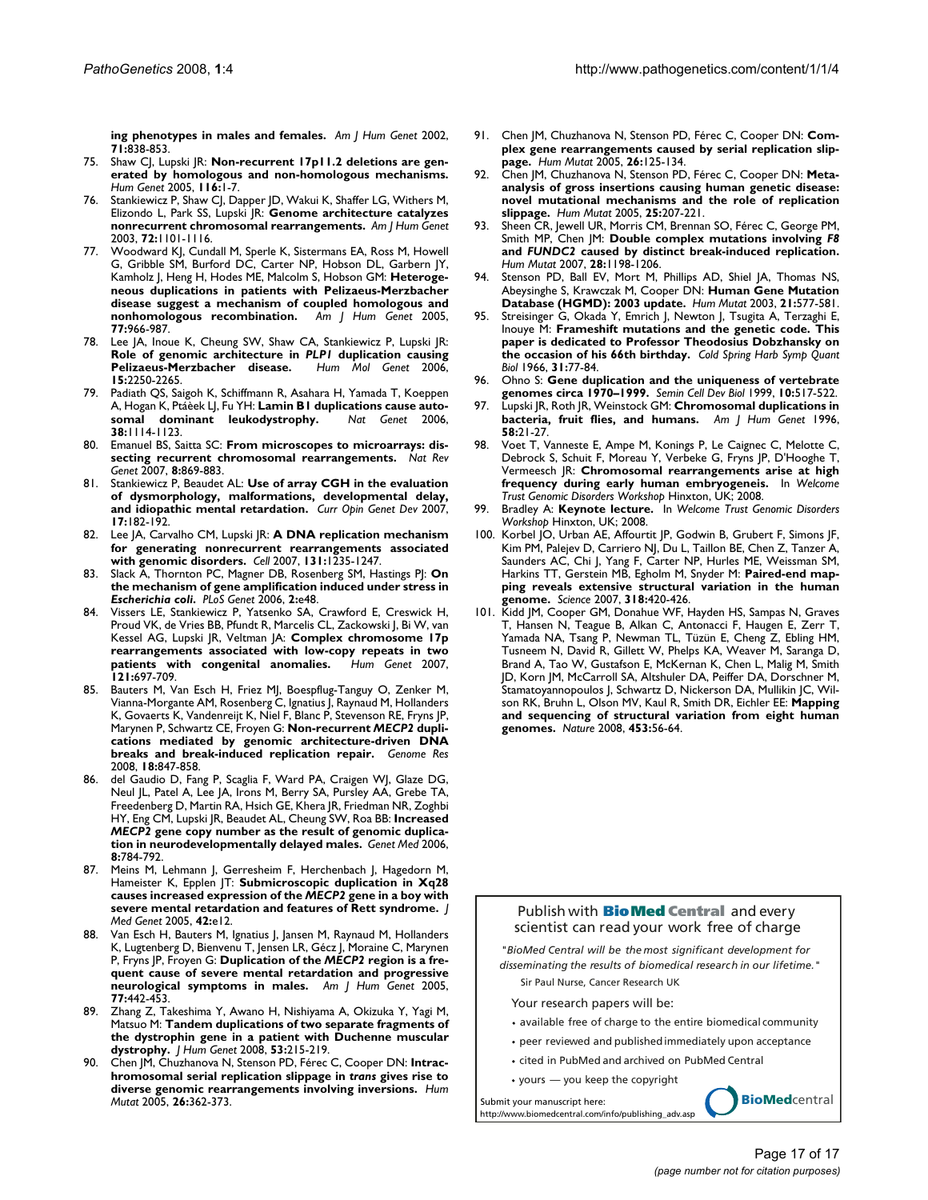ing phenotypes in males and females. *Am J Hum Genet* 2002, **71**:838-853.

75. Shaw CJ, Lupski JR: **Non-recurrent 17p11.2 deletions are generated by homologous and non-homologous mechanisms.** *Hum Genet* 2005, **116**:1-7.
76. Stankiewicz P, Shaw CJ, Dapper JD, Wakui K, Shaffer LG, Withers M, Elizondo L, Park SS, Lupski JR: **Genome architecture catalyzes nonrecurrent chromosomal rearrangements.** *Am J Hum Genet* 2003, **72**:1101-1116.
77. Woodward KJ, Cundall M, Sperle K, Sistermans EA, Ross M, Howell G, Gribble SM, Burford DC, Carter NP, Hobson DL, Garbern JY, Kamholz J, Heng H, Hodes ME, Malcolm S, Hobson GM: **Heterogeneous duplications in patients with Pelizaeus-Merzbacher disease suggest a mechanism of coupled homologous and nonhomologous recombination.** *Am J Hum Genet* 2005, **77**:966-987.
78. Lee JA, Inoue K, Cheung SW, Shaw CA, Stankiewicz P, Lupski JR: **Role of genomic architecture in *PLP1* duplication causing Pelizaeus-Merzbacher disease.** *Hum Mol Genet* 2006, **15**:2250-2265.
79. Padiath QS, Saigoh K, Schiffmann R, Asahara H, Yamada T, Koeppen A, Hogan K, Ptáèek LJ, Fu YH: **Lamin B1 duplications cause autosomal dominant leukodystrophy.** *Nat Genet* 2006, **38**:1114-1123.
80. Emanuel BS, Saitta SC: **From microscopes to microarrays: dissecting recurrent chromosomal rearrangements.** *Nat Rev Genet* 2007, **8**:869-883.
81. Stankiewicz P, Beaudet AL: **Use of array CGH in the evaluation of dysmorphology, malformations, developmental delay, and idiopathic mental retardation.** *Curr Opin Genet Dev* 2007, **17**:182-192.
82. Lee JA, Carvalho CM, Lupski JR: **A DNA replication mechanism for generating nonrecurrent rearrangements associated with genomic disorders.** *Cell* 2007, **131**:1235-1247.
83. Slack A, Thornton PC, Magner DB, Rosenberg SM, Hastings PJ: **On the mechanism of gene amplification induced under stress in *Escherichia coli*.** *PLoS Genet* 2006, **2**:e48.
84. Vissers LE, Stankiewicz P, Yatsenko SA, Crawford E, Creswick H, Proud VK, de Vries BB, Pfundt R, Marcelis CL, Zackowski J, Bi W, van Kessel AG, Lupski JR, Veltman JA: **Complex chromosome 17p rearrangements associated with low-copy repeats in two patients with congenital anomalies.** *Hum Genet* 2007, **121**:697-709.
85. Bauters M, Van Esch H, Friez MJ, Boespflug-Tanguy O, Zenker M, Vianna-Morgante AM, Rosenberg C, Ignatius J, Raynaud M, Hollanders K, Govaerts K, Vandenreijt K, Niel F, Blanc P, Stevenson RE, Fryns JP, Marynen P, Schwartz CE, Froyen G: **Non-recurrent *MECP2* duplications mediated by genomic architecture-driven DNA breaks and break-induced replication repair.** *Genome Res* 2008, **18**:847-858.
86. del Gaudio D, Fang P, Scaglia F, Ward PA, Craigen WJ, Glaze DG, Neul JL, Patel A, Lee JA, Irons M, Berry SA, Pursley AA, Grebe TA, Freedenberg D, Martin RA, Hsich GE, Khera JR, Friedman NR, Zoghbi HY, Eng CM, Lupski JR, Beaudet AL, Cheung SW, Roa BB: **Increased *MECP2* gene copy number as the result of genomic duplication in neurodevelopmentally delayed males.** *Genet Med* 2006, **8**:784-792.
87. Meins M, Lehmann J, Gerresheim F, Herchenbach J, Hagedorn M, Hameister K, Epplen JT: **Submicroscopic duplication in Xq28 causes increased expression of the *MECP2* gene in a boy with severe mental retardation and features of Rett syndrome.** *J Med Genet* 2005, **42**:e12.
88. Van Esch H, Bauters M, Ignatius J, Jansen M, Raynaud M, Hollanders K, Lugtenberg D, Bienvenu T, Jensen LR, Gécz J, Moraine C, Marynen P, Fryns JP, Froyen G: **Duplication of the *MECP2* region is a frequent cause of severe mental retardation and progressive neurological symptoms in males.** *Am J Hum Genet* 2005, **77**:442-453.
89. Zhang Z, Takeshima Y, Awano H, Nishiyama A, Okizuka Y, Yagi M, Matsuo M: **Tandem duplications of two separate fragments of the dystrophin gene in a patient with Duchenne muscular dystrophy.** *J Hum Genet* 2008, **53**:215-219.
90. Chen JM, Chuzhanova N, Stenson PD, Férec C, Cooper DN: **Intrachromosomal serial replication slippage in *trans* gives rise to diverse genomic rearrangements involving inversions.** *Hum Mutat* 2005, **26**:362-373.
91. Chen JM, Chuzhanova N, Stenson PD, Férec C, Cooper DN: **Complex gene rearrangements caused by serial replication slippage.** *Hum Mutat* 2005, **26**:125-134.
92. Chen JM, Chuzhanova N, Stenson PD, Férec C, Cooper DN: **Meta-analysis of gross insertions causing human genetic disease: novel mutational mechanisms and the role of replication slippage.** *Hum Mutat* 2005, **25**:207-221.
93. Sheen CR, Jewell UR, Morris CM, Brennan SO, Férec C, George PM, Smith MP, Chen JM: **Double complex mutations involving *F8* and *FUNDC2* caused by distinct break-induced replication.** *Hum Mutat* 2007, **28**:1198-1206.
94. Stenson PD, Ball EV, Mort M, Phillips AD, Shiel JA, Thomas NS, Abeysinghe S, Krawczak M, Cooper DN: **Human Gene Mutation Database (HGMD): 2003 update.** *Hum Mutat* 2003, **21**:577-581.
95. Streisinger G, Okada Y, Emrich J, Newton J, Tsugita A, Terzaghi E, Inouye M: **Frameshift mutations and the genetic code. This paper is dedicated to Professor Theodosius Dobzhansky on the occasion of his 66th birthday.** *Cold Spring Harb Symp Quant Biol* 1966, **31**:77-84.
96. Ohno S: **Gene duplication and the uniqueness of vertebrate genomes circa 1970–1999.** *Semin Cell Dev Biol* 1999, **10**:517-522.
97. Lupski JR, Roth JR, Weinstock GM: **Chromosomal duplications in bacteria, fruit flies, and humans.** *Am J Hum Genet* 1996, **58**:21-27.
98. Voet T, Vanneste E, Ampe M, Konings P, Le Caignec C, Melotte C, Debrock S, Schuit F, Moreau Y, Verbeke G, Fryns JP, D'Hooghe T, Vermeesch JR: **Chromosomal rearrangements arise at high frequency during early human embryogeneis.** In *Welcome Trust Genomic Disorders Workshop* Hinxton, UK; 2008.
99. Bradley A: **Keynote lecture.** In *Welcome Trust Genomic Disorders Workshop* Hinxton, UK; 2008.
100. Korbel JO, Urban AE, Affourtit JP, Godwin B, Grubert F, Simons JF, Kim PM, Palejev D, Carriero NJ, Du L, Taillon BE, Chen Z, Tanzer A, Saunders AC, Chi J, Yang F, Carter NP, Hurles ME, Weissman SM, Harkins TT, Gerstein MB, Egholm M, Snyder M: **Paired-end mapping reveals extensive structural variation in the human genome.** *Science* 2007, **318**:420-426.
101. Kidd JM, Cooper GM, Donahue WF, Hayden HS, Sampas N, Graves T, Hansen N, Teague B, Alkan C, Antonacci F, Haugen E, Zerr T, Yamada NA, Tsang P, Newman TL, Tüzün E, Cheng Z, Ebling HM, Tusneem N, David R, Gillett W, Phelps KA, Weaver M, Saranga D, Brand A, Tao W, Gustafson E, McKernan K, Chen L, Malig M, Smith JD, Korn JM, McCarroll SA, Altshuler DA, Peiffer DA, Dorschner M, Stamatoyannopoulos J, Schwartz D, Nickerson DA, Mullikin JC, Wilson RK, Bruhn L, Olson MV, Kaul R, Smith DR, Eichler EE: **Mapping and sequencing of structural variation from eight human genomes.** *Nature* 2008, **453**:56-64.

Publish with **BioMed Central** and every scientist can read your work free of charge

*"BioMed Central will be the most significant development for disseminating the results of biomedical research in our lifetime."*

Sir Paul Nurse, Cancer Research UK

Your research papers will be:

- available free of charge to the entire biomedical community
- peer reviewed and published immediately upon acceptance
- cited in PubMed and archived on PubMed Central
- yours — you keep the copyright

Submit your manuscript here:
http://www.biomedcentral.com/info/publishing_adv.asp

**BioMed**central